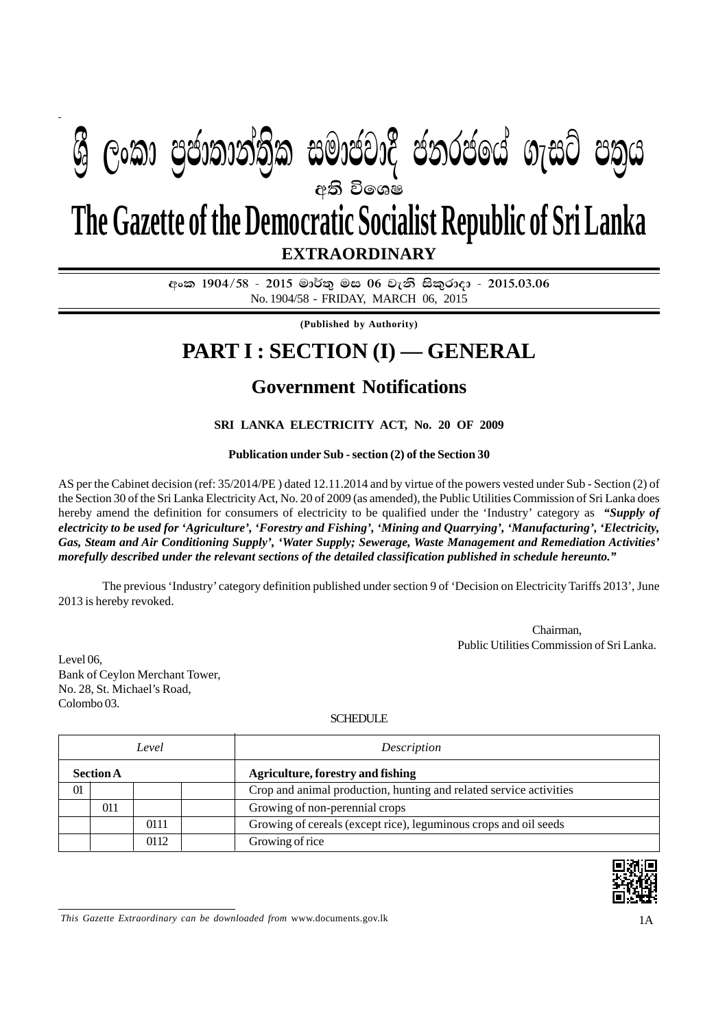# ශ්‍රී ලංකා ප්‍රජාතාන්ත්‍රික සමාජවාදී ජනරජයේ ගැසට් පත්‍රය

අති විශෙෂ

# The Gazette of the Democratic Socialist Republic of Sri Lanka

**EXTRAORDINARY**

අංක 1904/58 - 2015 මාර්තු මස 06 වැනි සිකුරාදා - 2015.03.06

No. 1904/58 - FRIDAY, MARCH 06, 2015

**(Published by Authority)**

## PART I : SECTION (I) — GENERAL

## Government Notifications

**SRI LANKA ELECTRICITY ACT, No. 20 OF 2009**

**Publication under Sub - section (2) of the Section 30**

AS per the Cabinet decision (ref: 35/2014/PE ) dated 12.11.2014 and by virtue of the powers vested under Sub - Section (2) of the Section 30 of the Sri Lanka Electricity Act, No. 20 of 2009 (as amended), the Public Utilities Commission of Sri Lanka does hereby amend the definition for consumers of electricity to be qualified under the 'Industry' category as ***"Supply of electricity to be used for 'Agriculture', 'Forestry and Fishing', 'Mining and Quarrying', 'Manufacturing', 'Electricity, Gas, Steam and Air Conditioning Supply', 'Water Supply; Sewerage, Waste Management and Remediation Activities' morefully described under the relevant sections of the detailed classification published in schedule hereunto."***

The previous 'Industry' category definition published under section 9 of 'Decision on Electricity Tariffs 2013', June 2013 is hereby revoked.

Chairman,
Public Utilities Commission of Sri Lanka.

Level 06,
Bank of Ceylon Merchant Tower,
No. 28, St. Michael's Road,
Colombo 03.

SCHEDULE

| *Level* | | | | *Description* |
|---|---|---|---|---|
| **Section A** | | | | **Agriculture, forestry and fishing** |
| 01 | | | | Crop and animal production, hunting and related service activities |
| | 011 | | | Growing of non-perennial crops |
| | | 0111 | | Growing of cereals (except rice), leguminous crops and oil seeds |
| | | 0112 | | Growing of rice |

*This Gazette Extraordinary can be downloaded from* www.documents.gov.lk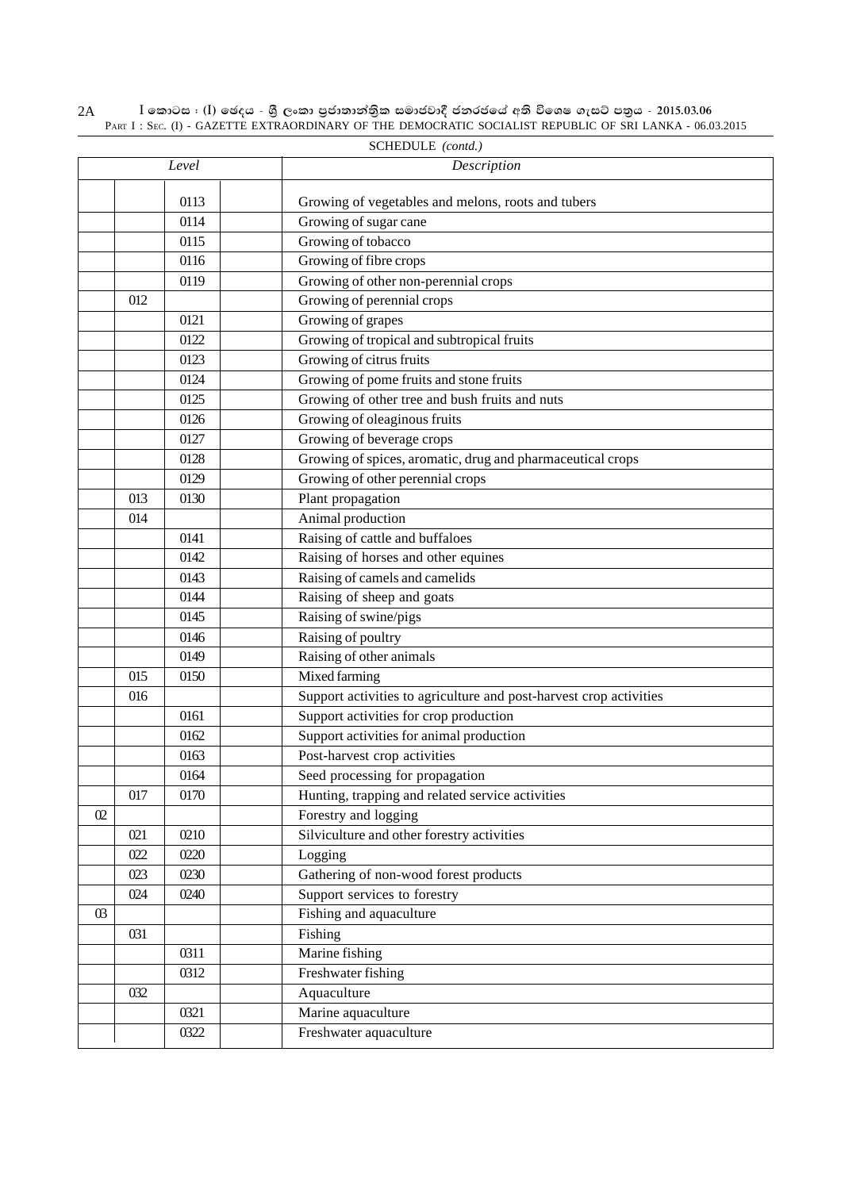SCHEDULE *(contd.)*

| *Level* | | | | *Description* |
|---|---|---|---|---|
| | | 0113 | | Growing of vegetables and melons, roots and tubers |
| | | 0114 | | Growing of sugar cane |
| | | 0115 | | Growing of tobacco |
| | | 0116 | | Growing of fibre crops |
| | | 0119 | | Growing of other non-perennial crops |
| | 012 | | | Growing of perennial crops |
| | | 0121 | | Growing of grapes |
| | | 0122 | | Growing of tropical and subtropical fruits |
| | | 0123 | | Growing of citrus fruits |
| | | 0124 | | Growing of pome fruits and stone fruits |
| | | 0125 | | Growing of other tree and bush fruits and nuts |
| | | 0126 | | Growing of oleaginous fruits |
| | | 0127 | | Growing of beverage crops |
| | | 0128 | | Growing of spices, aromatic, drug and pharmaceutical crops |
| | | 0129 | | Growing of other perennial crops |
| | 013 | 0130 | | Plant propagation |
| | 014 | | | Animal production |
| | | 0141 | | Raising of cattle and buffaloes |
| | | 0142 | | Raising of horses and other equines |
| | | 0143 | | Raising of camels and camelids |
| | | 0144 | | Raising of sheep and goats |
| | | 0145 | | Raising of swine/pigs |
| | | 0146 | | Raising of poultry |
| | | 0149 | | Raising of other animals |
| | 015 | 0150 | | Mixed farming |
| | 016 | | | Support activities to agriculture and post-harvest crop activities |
| | | 0161 | | Support activities for crop production |
| | | 0162 | | Support activities for animal production |
| | | 0163 | | Post-harvest crop activities |
| | | 0164 | | Seed processing for propagation |
| | 017 | 0170 | | Hunting, trapping and related service activities |
| 02 | | | | Forestry and logging |
| | 021 | 0210 | | Silviculture and other forestry activities |
| | 022 | 0220 | | Logging |
| | 023 | 0230 | | Gathering of non-wood forest products |
| | 024 | 0240 | | Support services to forestry |
| 03 | | | | Fishing and aquaculture |
| | 031 | | | Fishing |
| | | 0311 | | Marine fishing |
| | | 0312 | | Freshwater fishing |
| | 032 | | | Aquaculture |
| | | 0321 | | Marine aquaculture |
| | | 0322 | | Freshwater aquaculture |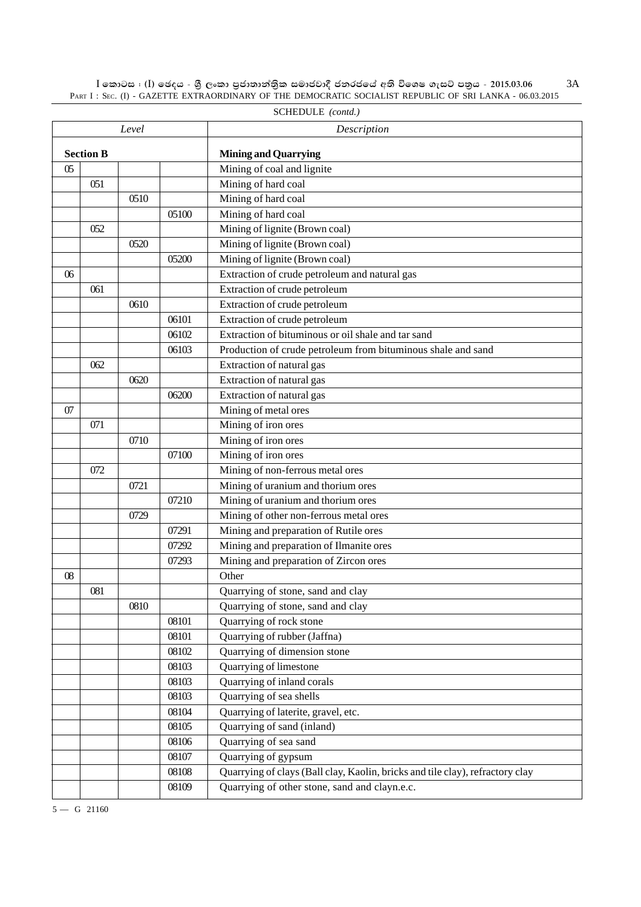SCHEDULE *(contd.)*

| *Level* | | | | *Description* |
|---|---|---|---|---|
| **Section B** | | | | **Mining and Quarrying** |
| 05 | | | | Mining of coal and lignite |
| | 051 | | | Mining of hard coal |
| | | 0510 | | Mining of hard coal |
| | | | 05100 | Mining of hard coal |
| | 052 | | | Mining of lignite (Brown coal) |
| | | 0520 | | Mining of lignite (Brown coal) |
| | | | 05200 | Mining of lignite (Brown coal) |
| 06 | | | | Extraction of crude petroleum and natural gas |
| | 061 | | | Extraction of crude petroleum |
| | | 0610 | | Extraction of crude petroleum |
| | | | 06101 | Extraction of crude petroleum |
| | | | 06102 | Extraction of bituminous or oil shale and tar sand |
| | | | 06103 | Production of crude petroleum from bituminous shale and sand |
| | 062 | | | Extraction of natural gas |
| | | 0620 | | Extraction of natural gas |
| | | | 06200 | Extraction of natural gas |
| 07 | | | | Mining of metal ores |
| | 071 | | | Mining of iron ores |
| | | 0710 | | Mining of iron ores |
| | | | 07100 | Mining of iron ores |
| | 072 | | | Mining of non-ferrous metal ores |
| | | 0721 | | Mining of uranium and thorium ores |
| | | | 07210 | Mining of uranium and thorium ores |
| | | 0729 | | Mining of other non-ferrous metal ores |
| | | | 07291 | Mining and preparation of Rutile ores |
| | | | 07292 | Mining and preparation of Ilmanite ores |
| | | | 07293 | Mining and preparation of Zircon ores |
| 08 | | | | Other |
| | 081 | | | Quarrying of stone, sand and clay |
| | | 0810 | | Quarrying of stone, sand and clay |
| | | | 08101 | Quarrying of rock stone |
| | | | 08101 | Quarrying of rubber (Jaffna) |
| | | | 08102 | Quarrying of dimension stone |
| | | | 08103 | Quarrying of limestone |
| | | | 08103 | Quarrying of inland corals |
| | | | 08103 | Quarrying of sea shells |
| | | | 08104 | Quarrying of laterite, gravel, etc. |
| | | | 08105 | Quarrying of sand (inland) |
| | | | 08106 | Quarrying of sea sand |
| | | | 08107 | Quarrying of gypsum |
| | | | 08108 | Quarrying of clays (Ball clay, Kaolin, bricks and tile clay), refractory clay |
| | | | 08109 | Quarrying of other stone, sand and clayn.e.c. |

5 — G 21160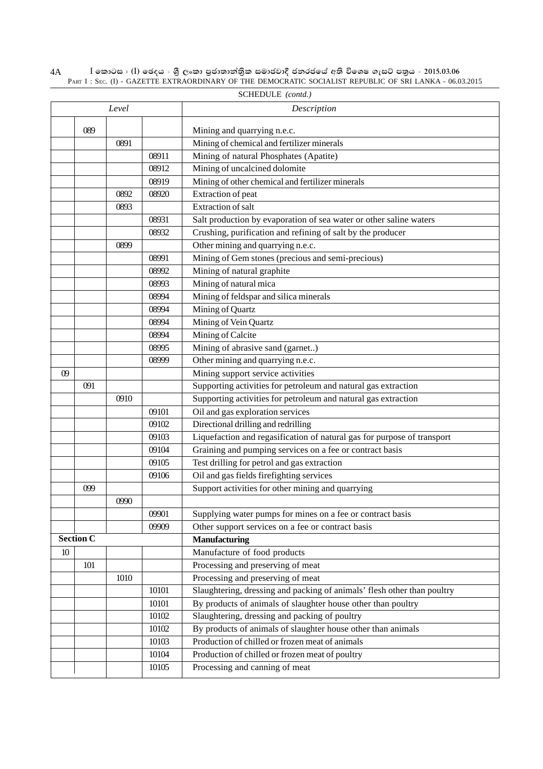SCHEDULE *(contd.)*

| Level | | | | Description |
|---|---|---|---|---|
| | 089 | | | Mining and quarrying n.e.c. |
| | | 0891 | | Mining of chemical and fertilizer minerals |
| | | | 08911 | Mining of natural Phosphates (Apatite) |
| | | | 08912 | Mining of uncalcined dolomite |
| | | | 08919 | Mining of other chemical and fertilizer minerals |
| | | 0892 | 08920 | Extraction of peat |
| | | 0893 | | Extraction of salt |
| | | | 08931 | Salt production by evaporation of sea water or other saline waters |
| | | | 08932 | Crushing, purification and refining of salt by the producer |
| | | 0899 | | Other mining and quarrying n.e.c. |
| | | | 08991 | Mining of Gem stones (precious and semi-precious) |
| | | | 08992 | Mining of natural graphite |
| | | | 08993 | Mining of natural mica |
| | | | 08994 | Mining of feldspar and silica minerals |
| | | | 08994 | Mining of Quartz |
| | | | 08994 | Mining of Vein Quartz |
| | | | 08994 | Mining of Calcite |
| | | | 08995 | Mining of abrasive sand (garnet..) |
| | | | 08999 | Other mining and quarrying n.e.c. |
| 09 | | | | Mining support service activities |
| | 091 | | | Supporting activities for petroleum and natural gas extraction |
| | | 0910 | | Supporting activities for petroleum and natural gas extraction |
| | | | 09101 | Oil and gas exploration services |
| | | | 09102 | Directional drilling and redrilling |
| | | | 09103 | Liquefaction and regasification of natural gas for purpose of transport |
| | | | 09104 | Graining and pumping services on a fee or contract basis |
| | | | 09105 | Test drilling for petrol and gas extraction |
| | | | 09106 | Oil and gas fields firefighting services |
| | 099 | | | Support activities for other mining and quarrying |
| | | 0990 | | |
| | | | 09901 | Supplying water pumps for mines on a fee or contract basis |
| | | | 09909 | Other support services on a fee or contract basis |
| **Section C** | | | | **Manufacturing** |
| 10 | | | | Manufacture of food products |
| | 101 | | | Processing and preserving of meat |
| | | 1010 | | Processing and preserving of meat |
| | | | 10101 | Slaughtering, dressing and packing of animals' flesh other than poultry |
| | | | 10101 | By products of animals of slaughter house other than poultry |
| | | | 10102 | Slaughtering, dressing and packing of poultry |
| | | | 10102 | By products of animals of slaughter house other than animals |
| | | | 10103 | Production of chilled or frozen meat of animals |
| | | | 10104 | Production of chilled or frozen meat of poultry |
| | | | 10105 | Processing and canning of meat |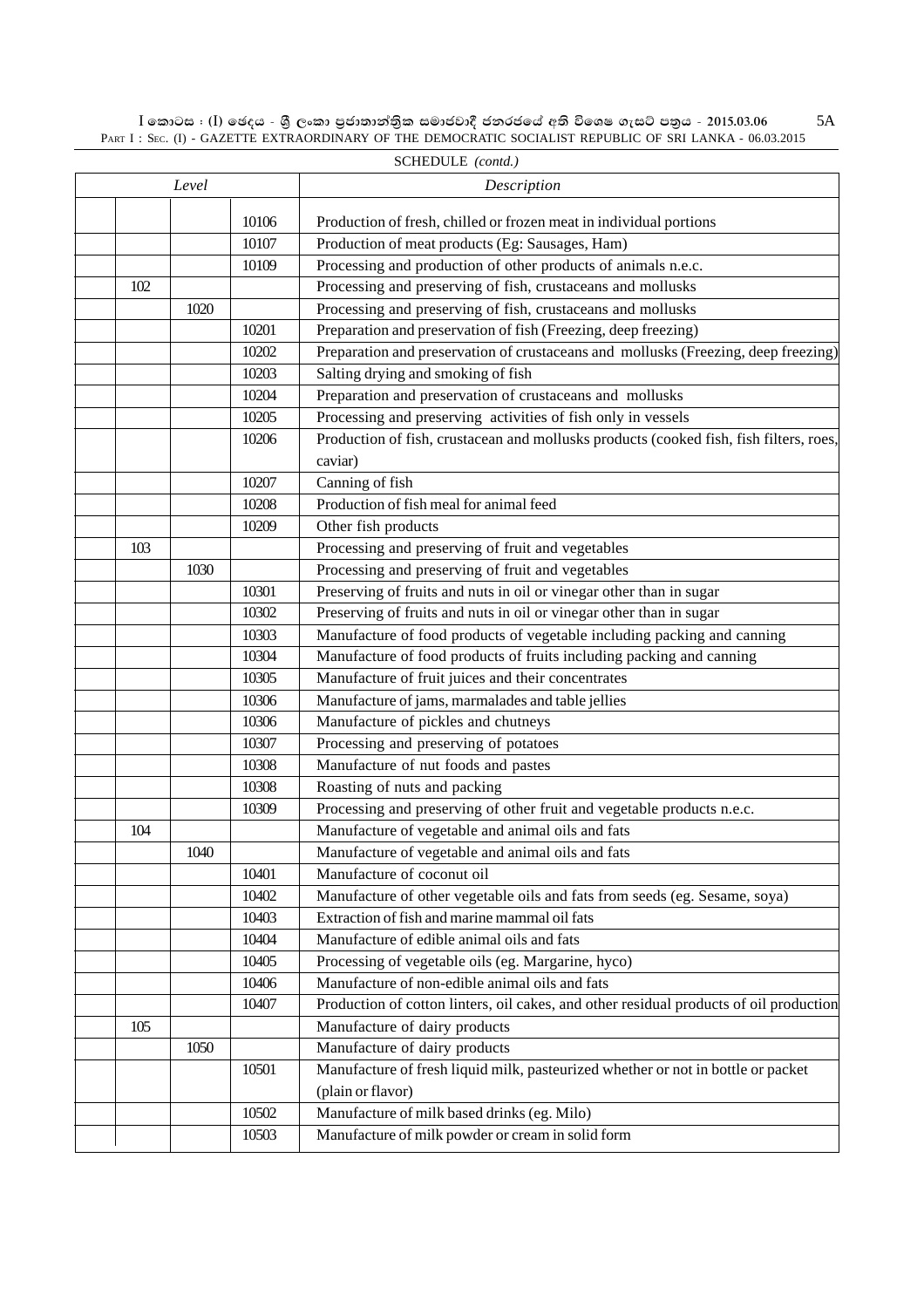SCHEDULE *(contd.)*

| Level | | | Description |
|---|---|---|---|
| | | 10106 | Production of fresh, chilled or frozen meat in individual portions |
| | | 10107 | Production of meat products (Eg: Sausages, Ham) |
| | | 10109 | Processing and production of other products of animals n.e.c. |
| 102 | | | Processing and preserving of fish, crustaceans and mollusks |
| | 1020 | | Processing and preserving of fish, crustaceans and mollusks |
| | | 10201 | Preparation and preservation of fish (Freezing, deep freezing) |
| | | 10202 | Preparation and preservation of crustaceans and mollusks (Freezing, deep freezing) |
| | | 10203 | Salting drying and smoking of fish |
| | | 10204 | Preparation and preservation of crustaceans and mollusks |
| | | 10205 | Processing and preserving activities of fish only in vessels |
| | | 10206 | Production of fish, crustacean and mollusks products (cooked fish, fish filters, roes, caviar) |
| | | 10207 | Canning of fish |
| | | 10208 | Production of fish meal for animal feed |
| | | 10209 | Other fish products |
| 103 | | | Processing and preserving of fruit and vegetables |
| | 1030 | | Processing and preserving of fruit and vegetables |
| | | 10301 | Preserving of fruits and nuts in oil or vinegar other than in sugar |
| | | 10302 | Preserving of fruits and nuts in oil or vinegar other than in sugar |
| | | 10303 | Manufacture of food products of vegetable including packing and canning |
| | | 10304 | Manufacture of food products of fruits including packing and canning |
| | | 10305 | Manufacture of fruit juices and their concentrates |
| | | 10306 | Manufacture of jams, marmalades and table jellies |
| | | 10306 | Manufacture of pickles and chutneys |
| | | 10307 | Processing and preserving of potatoes |
| | | 10308 | Manufacture of nut foods and pastes |
| | | 10308 | Roasting of nuts and packing |
| | | 10309 | Processing and preserving of other fruit and vegetable products n.e.c. |
| 104 | | | Manufacture of vegetable and animal oils and fats |
| | 1040 | | Manufacture of vegetable and animal oils and fats |
| | | 10401 | Manufacture of coconut oil |
| | | 10402 | Manufacture of other vegetable oils and fats from seeds (eg. Sesame, soya) |
| | | 10403 | Extraction of fish and marine mammal oil fats |
| | | 10404 | Manufacture of edible animal oils and fats |
| | | 10405 | Processing of vegetable oils (eg. Margarine, hyco) |
| | | 10406 | Manufacture of non-edible animal oils and fats |
| | | 10407 | Production of cotton linters, oil cakes, and other residual products of oil production |
| 105 | | | Manufacture of dairy products |
| | 1050 | | Manufacture of dairy products |
| | | 10501 | Manufacture of fresh liquid milk, pasteurized whether or not in bottle or packet (plain or flavor) |
| | | 10502 | Manufacture of milk based drinks (eg. Milo) |
| | | 10503 | Manufacture of milk powder or cream in solid form |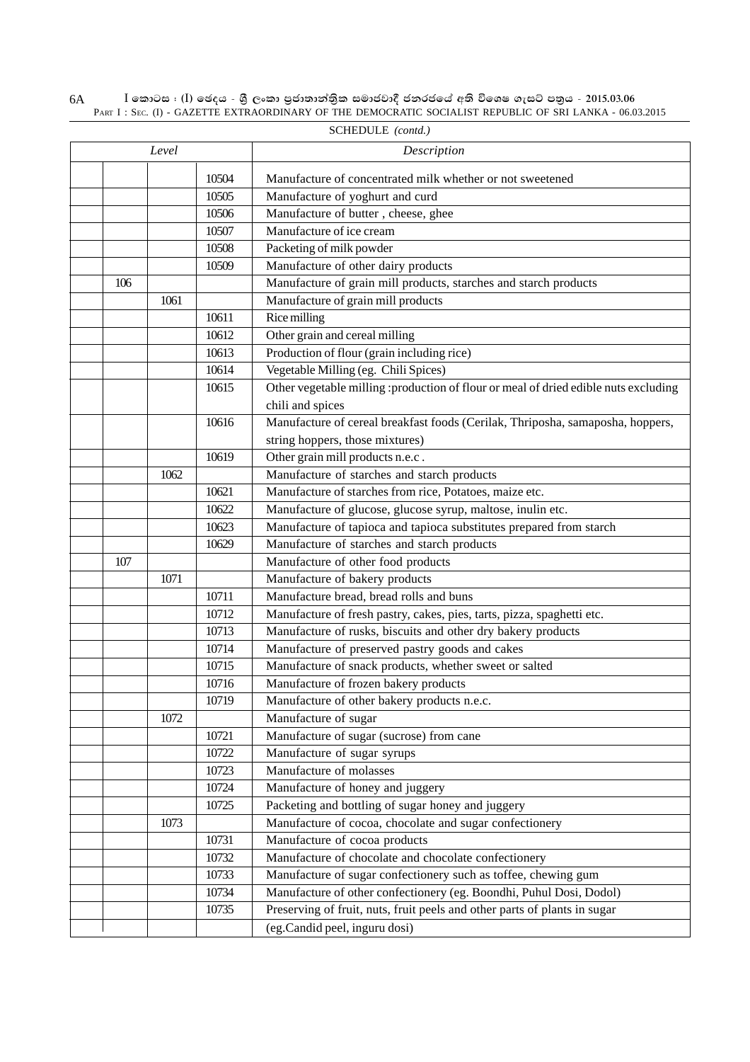SCHEDULE *(contd.)*

| *Level* | | | | *Description* |
|---|---|---|---|---|
| | | | 10504 | Manufacture of concentrated milk whether or not sweetened |
| | | | 10505 | Manufacture of yoghurt and curd |
| | | | 10506 | Manufacture of butter , cheese, ghee |
| | | | 10507 | Manufacture of ice cream |
| | | | 10508 | Packeting of milk powder |
| | | | 10509 | Manufacture of other dairy products |
| | 106 | | | Manufacture of grain mill products, starches and starch products |
| | | 1061 | | Manufacture of grain mill products |
| | | | 10611 | Rice milling |
| | | | 10612 | Other grain and cereal milling |
| | | | 10613 | Production of flour (grain including rice) |
| | | | 10614 | Vegetable Milling (eg. Chili Spices) |
| | | | 10615 | Other vegetable milling :production of flour or meal of dried edible nuts excluding chili and spices |
| | | | 10616 | Manufacture of cereal breakfast foods (Cerilak, Thriposha, samaposha, hoppers, string hoppers, those mixtures) |
| | | | 10619 | Other grain mill products n.e.c . |
| | | 1062 | | Manufacture of starches and starch products |
| | | | 10621 | Manufacture of starches from rice, Potatoes, maize etc. |
| | | | 10622 | Manufacture of glucose, glucose syrup, maltose, inulin etc. |
| | | | 10623 | Manufacture of tapioca and tapioca substitutes prepared from starch |
| | | | 10629 | Manufacture of starches and starch products |
| | 107 | | | Manufacture of other food products |
| | | 1071 | | Manufacture of bakery products |
| | | | 10711 | Manufacture bread, bread rolls and buns |
| | | | 10712 | Manufacture of fresh pastry, cakes, pies, tarts, pizza, spaghetti etc. |
| | | | 10713 | Manufacture of rusks, biscuits and other dry bakery products |
| | | | 10714 | Manufacture of preserved pastry goods and cakes |
| | | | 10715 | Manufacture of snack products, whether sweet or salted |
| | | | 10716 | Manufacture of frozen bakery products |
| | | | 10719 | Manufacture of other bakery products n.e.c. |
| | | 1072 | | Manufacture of sugar |
| | | | 10721 | Manufacture of sugar (sucrose) from cane |
| | | | 10722 | Manufacture of sugar syrups |
| | | | 10723 | Manufacture of molasses |
| | | | 10724 | Manufacture of honey and juggery |
| | | | 10725 | Packeting and bottling of sugar honey and juggery |
| | | 1073 | | Manufacture of cocoa, chocolate and sugar confectionery |
| | | | 10731 | Manufacture of cocoa products |
| | | | 10732 | Manufacture of chocolate and chocolate confectionery |
| | | | 10733 | Manufacture of sugar confectionery such as toffee, chewing gum |
| | | | 10734 | Manufacture of other confectionery (eg. Boondhi, Puhul Dosi, Dodol) |
| | | | 10735 | Preserving of fruit, nuts, fruit peels and other parts of plants in sugar (eg.Candid peel, inguru dosi) |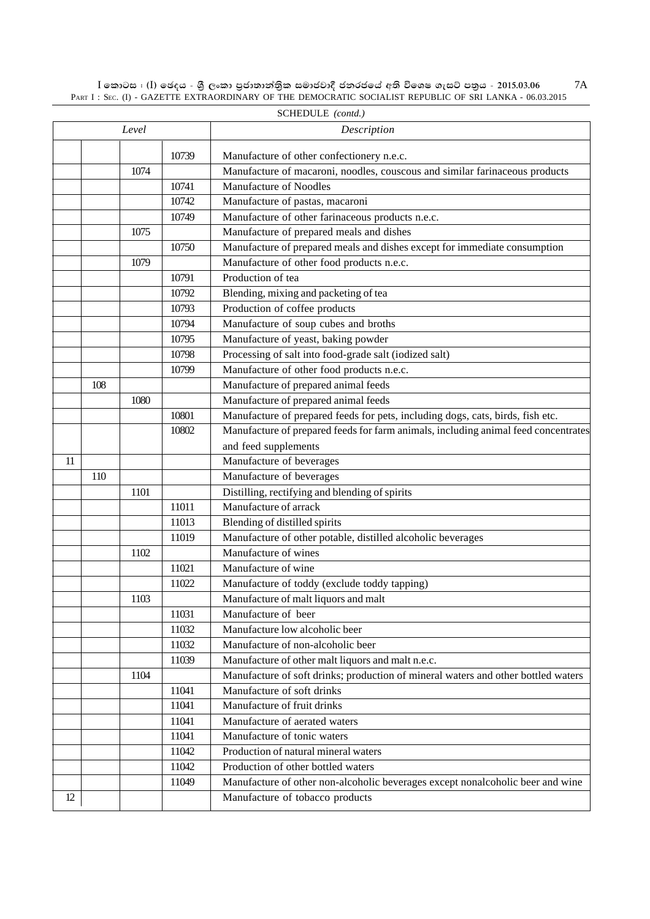SCHEDULE *(contd.)*

| *Level* | | | | *Description* |
|---|---|---|---|---|
| | | | 10739 | Manufacture of other confectionery n.e.c. |
| | | 1074 | | Manufacture of macaroni, noodles, couscous and similar farinaceous products |
| | | | 10741 | Manufacture of Noodles |
| | | | 10742 | Manufacture of pastas, macaroni |
| | | | 10749 | Manufacture of other farinaceous products n.e.c. |
| | | 1075 | | Manufacture of prepared meals and dishes |
| | | | 10750 | Manufacture of prepared meals and dishes except for immediate consumption |
| | | 1079 | | Manufacture of other food products n.e.c. |
| | | | 10791 | Production of tea |
| | | | 10792 | Blending, mixing and packeting of tea |
| | | | 10793 | Production of coffee products |
| | | | 10794 | Manufacture of soup cubes and broths |
| | | | 10795 | Manufacture of yeast, baking powder |
| | | | 10798 | Processing of salt into food-grade salt (iodized salt) |
| | | | 10799 | Manufacture of other food products n.e.c. |
| | 108 | | | Manufacture of prepared animal feeds |
| | | 1080 | | Manufacture of prepared animal feeds |
| | | | 10801 | Manufacture of prepared feeds for pets, including dogs, cats, birds, fish etc. |
| | | | 10802 | Manufacture of prepared feeds for farm animals, including animal feed concentrates and feed supplements |
| 11 | | | | Manufacture of beverages |
| | 110 | | | Manufacture of beverages |
| | | 1101 | | Distilling, rectifying and blending of spirits |
| | | | 11011 | Manufacture of arrack |
| | | | 11013 | Blending of distilled spirits |
| | | | 11019 | Manufacture of other potable, distilled alcoholic beverages |
| | | 1102 | | Manufacture of wines |
| | | | 11021 | Manufacture of wine |
| | | | 11022 | Manufacture of toddy (exclude toddy tapping) |
| | | 1103 | | Manufacture of malt liquors and malt |
| | | | 11031 | Manufacture of beer |
| | | | 11032 | Manufacture low alcoholic beer |
| | | | 11032 | Manufacture of non-alcoholic beer |
| | | | 11039 | Manufacture of other malt liquors and malt n.e.c. |
| | | 1104 | | Manufacture of soft drinks; production of mineral waters and other bottled waters |
| | | | 11041 | Manufacture of soft drinks |
| | | | 11041 | Manufacture of fruit drinks |
| | | | 11041 | Manufacture of aerated waters |
| | | | 11041 | Manufacture of tonic waters |
| | | | 11042 | Production of natural mineral waters |
| | | | 11042 | Production of other bottled waters |
| | | | 11049 | Manufacture of other non-alcoholic beverages except nonalcoholic beer and wine |
| 12 | | | | Manufacture of tobacco products |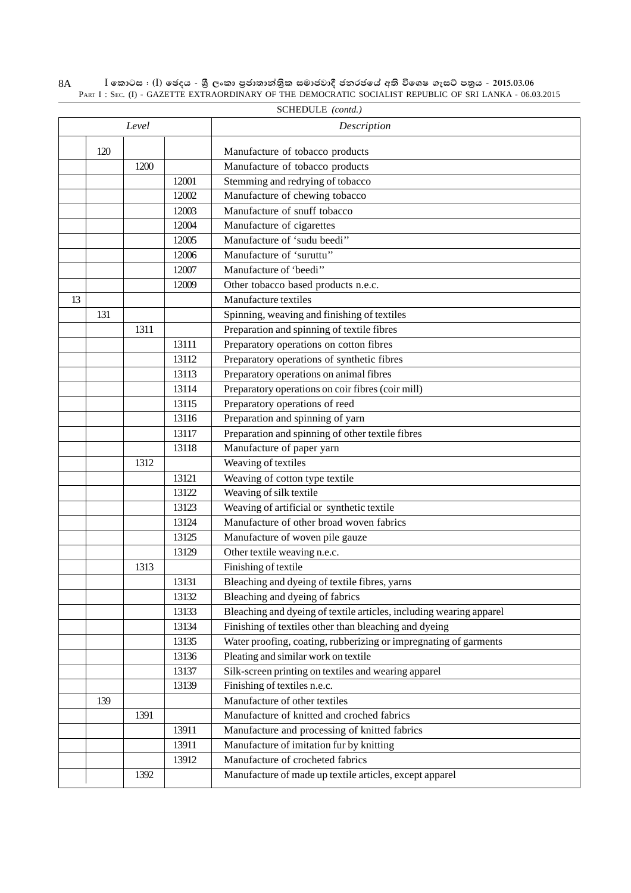SCHEDULE *(contd.)*

| Level | | | | Description |
|---|---|---|---|---|
| | 120 | | | Manufacture of tobacco products |
| | | 1200 | | Manufacture of tobacco products |
| | | | 12001 | Stemming and redrying of tobacco |
| | | | 12002 | Manufacture of chewing tobacco |
| | | | 12003 | Manufacture of snuff tobacco |
| | | | 12004 | Manufacture of cigarettes |
| | | | 12005 | Manufacture of 'sudu beedi'' |
| | | | 12006 | Manufacture of 'suruttu'' |
| | | | 12007 | Manufacture of 'beedi'' |
| | | | 12009 | Other tobacco based products n.e.c. |
| 13 | | | | Manufacture textiles |
| | 131 | | | Spinning, weaving and finishing of textiles |
| | | 1311 | | Preparation and spinning of textile fibres |
| | | | 13111 | Preparatory operations on cotton fibres |
| | | | 13112 | Preparatory operations of synthetic fibres |
| | | | 13113 | Preparatory operations on animal fibres |
| | | | 13114 | Preparatory operations on coir fibres (coir mill) |
| | | | 13115 | Preparatory operations of reed |
| | | | 13116 | Preparation and spinning of yarn |
| | | | 13117 | Preparation and spinning of other textile fibres |
| | | | 13118 | Manufacture of paper yarn |
| | | 1312 | | Weaving of textiles |
| | | | 13121 | Weaving of cotton type textile |
| | | | 13122 | Weaving of silk textile |
| | | | 13123 | Weaving of artificial or synthetic textile |
| | | | 13124 | Manufacture of other broad woven fabrics |
| | | | 13125 | Manufacture of woven pile gauze |
| | | | 13129 | Other textile weaving n.e.c. |
| | | 1313 | | Finishing of textile |
| | | | 13131 | Bleaching and dyeing of textile fibres, yarns |
| | | | 13132 | Bleaching and dyeing of fabrics |
| | | | 13133 | Bleaching and dyeing of textile articles, including wearing apparel |
| | | | 13134 | Finishing of textiles other than bleaching and dyeing |
| | | | 13135 | Water proofing, coating, rubberizing or impregnating of garments |
| | | | 13136 | Pleating and similar work on textile |
| | | | 13137 | Silk-screen printing on textiles and wearing apparel |
| | | | 13139 | Finishing of textiles n.e.c. |
| | 139 | | | Manufacture of other textiles |
| | | 1391 | | Manufacture of knitted and croched fabrics |
| | | | 13911 | Manufacture and processing of knitted fabrics |
| | | | 13911 | Manufacture of imitation fur by knitting |
| | | | 13912 | Manufacture of crocheted fabrics |
| | | 1392 | | Manufacture of made up textile articles, except apparel |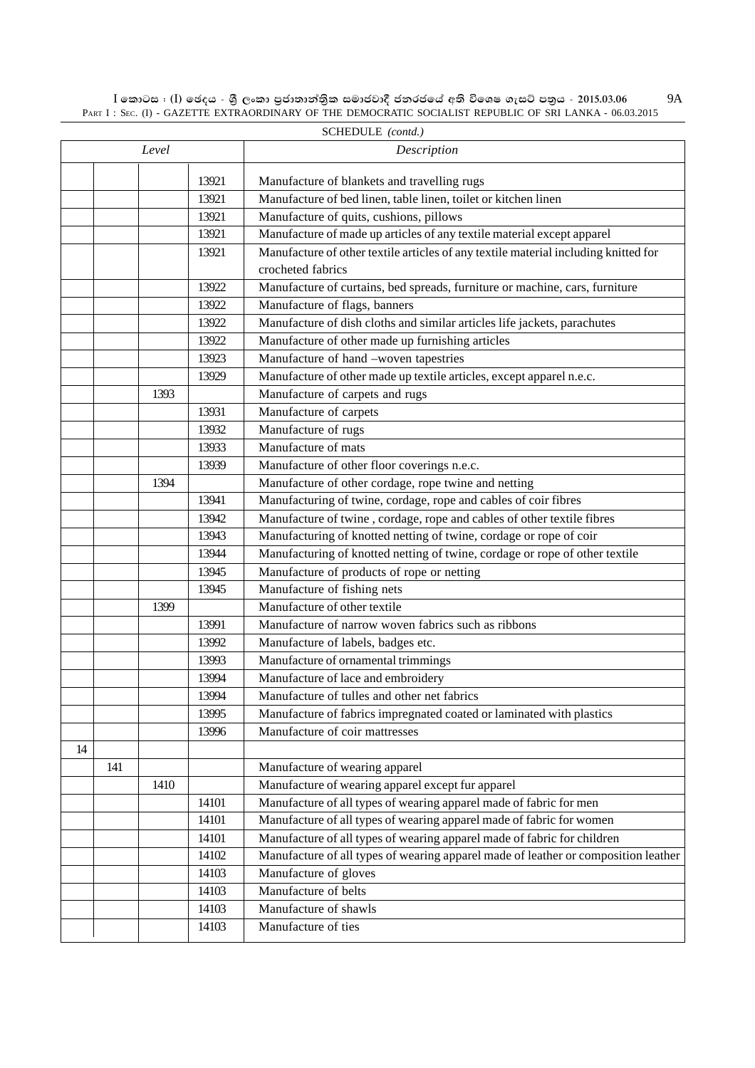SCHEDULE *(contd.)*

| *Level* | | | | *Description* |
|---|---|---|---|---|
| | | | 13921 | Manufacture of blankets and travelling rugs |
| | | | 13921 | Manufacture of bed linen, table linen, toilet or kitchen linen |
| | | | 13921 | Manufacture of quits, cushions, pillows |
| | | | 13921 | Manufacture of made up articles of any textile material except apparel |
| | | | 13921 | Manufacture of other textile articles of any textile material including knitted for crocheted fabrics |
| | | | 13922 | Manufacture of curtains, bed spreads, furniture or machine, cars, furniture |
| | | | 13922 | Manufacture of flags, banners |
| | | | 13922 | Manufacture of dish cloths and similar articles life jackets, parachutes |
| | | | 13922 | Manufacture of other made up furnishing articles |
| | | | 13923 | Manufacture of hand –woven tapestries |
| | | | 13929 | Manufacture of other made up textile articles, except apparel n.e.c. |
| | | 1393 | | Manufacture of carpets and rugs |
| | | | 13931 | Manufacture of carpets |
| | | | 13932 | Manufacture of rugs |
| | | | 13933 | Manufacture of mats |
| | | | 13939 | Manufacture of other floor coverings n.e.c. |
| | | 1394 | | Manufacture of other cordage, rope twine and netting |
| | | | 13941 | Manufacturing of twine, cordage, rope and cables of coir fibres |
| | | | 13942 | Manufacture of twine , cordage, rope and cables of other textile fibres |
| | | | 13943 | Manufacturing of knotted netting of twine, cordage or rope of coir |
| | | | 13944 | Manufacturing of knotted netting of twine, cordage or rope of other textile |
| | | | 13945 | Manufacture of products of rope or netting |
| | | | 13945 | Manufacture of fishing nets |
| | | 1399 | | Manufacture of other textile |
| | | | 13991 | Manufacture of narrow woven fabrics such as ribbons |
| | | | 13992 | Manufacture of labels, badges etc. |
| | | | 13993 | Manufacture of ornamental trimmings |
| | | | 13994 | Manufacture of lace and embroidery |
| | | | 13994 | Manufacture of tulles and other net fabrics |
| | | | 13995 | Manufacture of fabrics impregnated coated or laminated with plastics |
| | | | 13996 | Manufacture of coir mattresses |
| 14 | | | | |
| | 141 | | | Manufacture of wearing apparel |
| | | 1410 | | Manufacture of wearing apparel except fur apparel |
| | | | 14101 | Manufacture of all types of wearing apparel made of fabric for men |
| | | | 14101 | Manufacture of all types of wearing apparel made of fabric for women |
| | | | 14101 | Manufacture of all types of wearing apparel made of fabric for children |
| | | | 14102 | Manufacture of all types of wearing apparel made of leather or composition leather |
| | | | 14103 | Manufacture of gloves |
| | | | 14103 | Manufacture of belts |
| | | | 14103 | Manufacture of shawls |
| | | | 14103 | Manufacture of ties |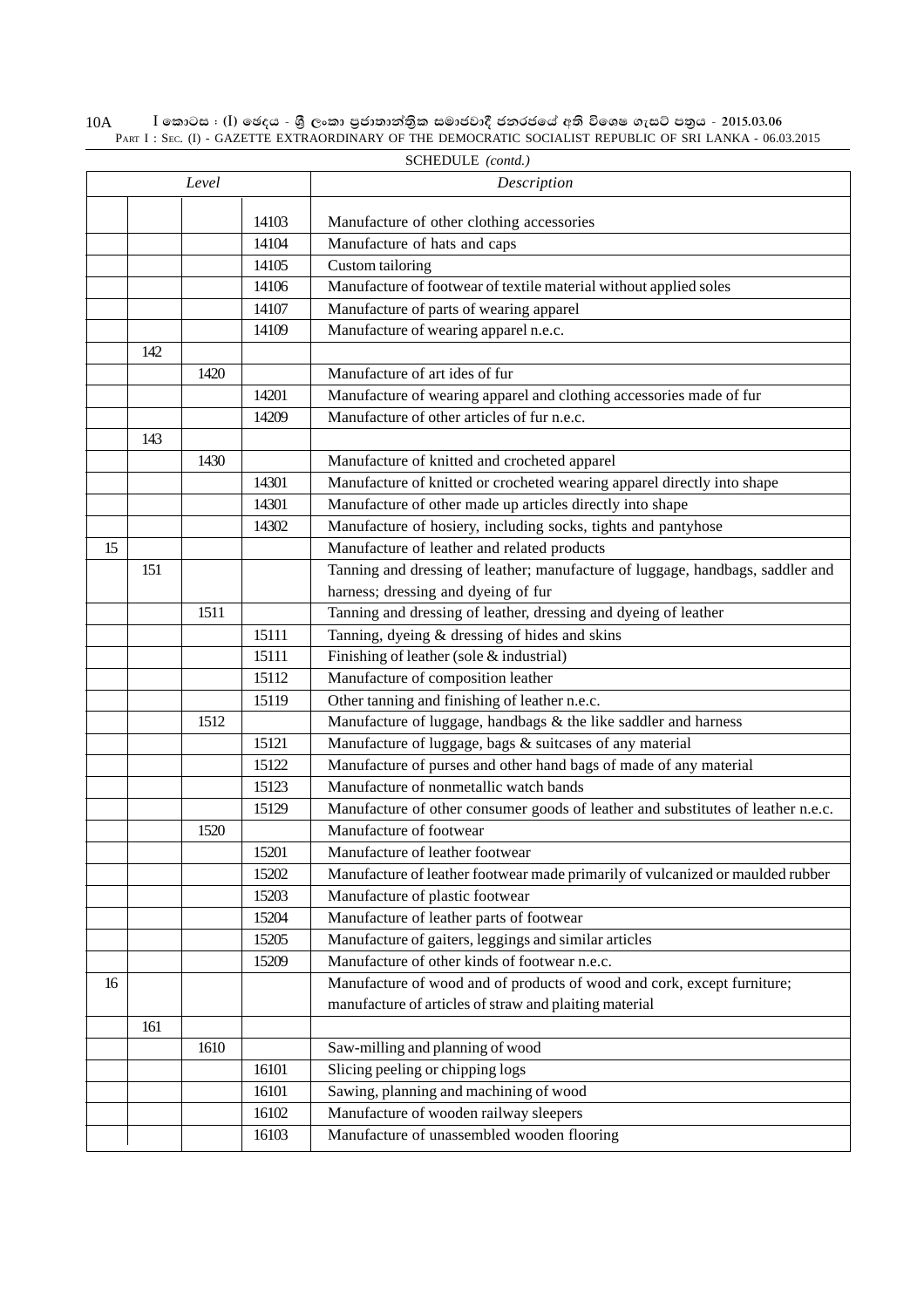SCHEDULE *(contd.)*

| *Level* | | | | *Description* |
|---|---|---|---|---|
| | | | 14103 | Manufacture of other clothing accessories |
| | | | 14104 | Manufacture of hats and caps |
| | | | 14105 | Custom tailoring |
| | | | 14106 | Manufacture of footwear of textile material without applied soles |
| | | | 14107 | Manufacture of parts of wearing apparel |
| | | | 14109 | Manufacture of wearing apparel n.e.c. |
| | 142 | | | |
| | | 1420 | | Manufacture of art ides of fur |
| | | | 14201 | Manufacture of wearing apparel and clothing accessories made of fur |
| | | | 14209 | Manufacture of other articles of fur n.e.c. |
| | 143 | | | |
| | | 1430 | | Manufacture of knitted and crocheted apparel |
| | | | 14301 | Manufacture of knitted or crocheted wearing apparel directly into shape |
| | | | 14301 | Manufacture of other made up articles directly into shape |
| | | | 14302 | Manufacture of hosiery, including socks, tights and pantyhose |
| 15 | | | | Manufacture of leather and related products |
| | 151 | | | Tanning and dressing of leather; manufacture of luggage, handbags, saddler and harness; dressing and dyeing of fur |
| | | 1511 | | Tanning and dressing of leather, dressing and dyeing of leather |
| | | | 15111 | Tanning, dyeing & dressing of hides and skins |
| | | | 15111 | Finishing of leather (sole & industrial) |
| | | | 15112 | Manufacture of composition leather |
| | | | 15119 | Other tanning and finishing of leather n.e.c. |
| | | 1512 | | Manufacture of luggage, handbags & the like saddler and harness |
| | | | 15121 | Manufacture of luggage, bags & suitcases of any material |
| | | | 15122 | Manufacture of purses and other hand bags of made of any material |
| | | | 15123 | Manufacture of nonmetallic watch bands |
| | | | 15129 | Manufacture of other consumer goods of leather and substitutes of leather n.e.c. |
| | | 1520 | | Manufacture of footwear |
| | | | 15201 | Manufacture of leather footwear |
| | | | 15202 | Manufacture of leather footwear made primarily of vulcanized or maulded rubber |
| | | | 15203 | Manufacture of plastic footwear |
| | | | 15204 | Manufacture of leather parts of footwear |
| | | | 15205 | Manufacture of gaiters, leggings and similar articles |
| | | | 15209 | Manufacture of other kinds of footwear n.e.c. |
| 16 | | | | Manufacture of wood and of products of wood and cork, except furniture; manufacture of articles of straw and plaiting material |
| | 161 | | | |
| | | 1610 | | Saw-milling and planning of wood |
| | | | 16101 | Slicing peeling or chipping logs |
| | | | 16101 | Sawing, planning and machining of wood |
| | | | 16102 | Manufacture of wooden railway sleepers |
| | | | 16103 | Manufacture of unassembled wooden flooring |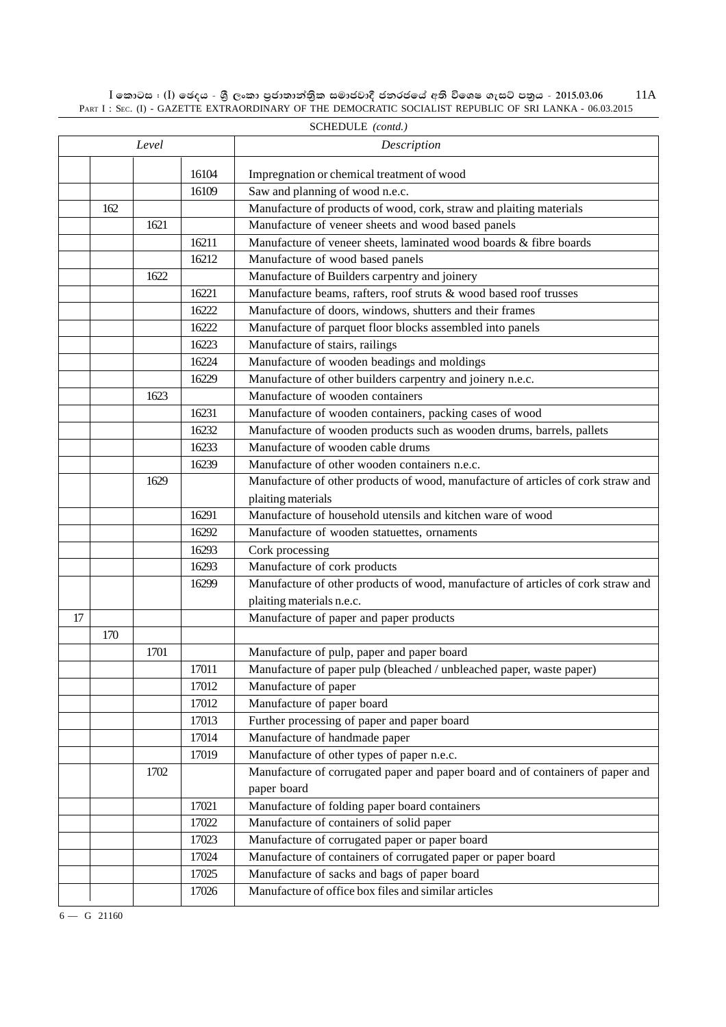SCHEDULE *(contd.)*

| *Level* | | | | *Description* |
|---|---|---|---|---|
| | | | 16104 | Impregnation or chemical treatment of wood |
| | | | 16109 | Saw and planning of wood n.e.c. |
| | 162 | | | Manufacture of products of wood, cork, straw and plaiting materials |
| | | 1621 | | Manufacture of veneer sheets and wood based panels |
| | | | 16211 | Manufacture of veneer sheets, laminated wood boards & fibre boards |
| | | | 16212 | Manufacture of wood based panels |
| | | 1622 | | Manufacture of Builders carpentry and joinery |
| | | | 16221 | Manufacture beams, rafters, roof struts & wood based roof trusses |
| | | | 16222 | Manufacture of doors, windows, shutters and their frames |
| | | | 16222 | Manufacture of parquet floor blocks assembled into panels |
| | | | 16223 | Manufacture of stairs, railings |
| | | | 16224 | Manufacture of wooden beadings and moldings |
| | | | 16229 | Manufacture of other builders carpentry and joinery n.e.c. |
| | | 1623 | | Manufacture of wooden containers |
| | | | 16231 | Manufacture of wooden containers, packing cases of wood |
| | | | 16232 | Manufacture of wooden products such as wooden drums, barrels, pallets |
| | | | 16233 | Manufacture of wooden cable drums |
| | | | 16239 | Manufacture of other wooden containers n.e.c. |
| | | 1629 | | Manufacture of other products of wood, manufacture of articles of cork straw and plaiting materials |
| | | | 16291 | Manufacture of household utensils and kitchen ware of wood |
| | | | 16292 | Manufacture of wooden statuettes, ornaments |
| | | | 16293 | Cork processing |
| | | | 16293 | Manufacture of cork products |
| | | | 16299 | Manufacture of other products of wood, manufacture of articles of cork straw and plaiting materials n.e.c. |
| 17 | | | | Manufacture of paper and paper products |
| | 170 | | | |
| | | 1701 | | Manufacture of pulp, paper and paper board |
| | | | 17011 | Manufacture of paper pulp (bleached / unbleached paper, waste paper) |
| | | | 17012 | Manufacture of paper |
| | | | 17012 | Manufacture of paper board |
| | | | 17013 | Further processing of paper and paper board |
| | | | 17014 | Manufacture of handmade paper |
| | | | 17019 | Manufacture of other types of paper n.e.c. |
| | | 1702 | | Manufacture of corrugated paper and paper board and of containers of paper and paper board |
| | | | 17021 | Manufacture of folding paper board containers |
| | | | 17022 | Manufacture of containers of solid paper |
| | | | 17023 | Manufacture of corrugated paper or paper board |
| | | | 17024 | Manufacture of containers of corrugated paper or paper board |
| | | | 17025 | Manufacture of sacks and bags of paper board |
| | | | 17026 | Manufacture of office box files and similar articles |

6 — G 21160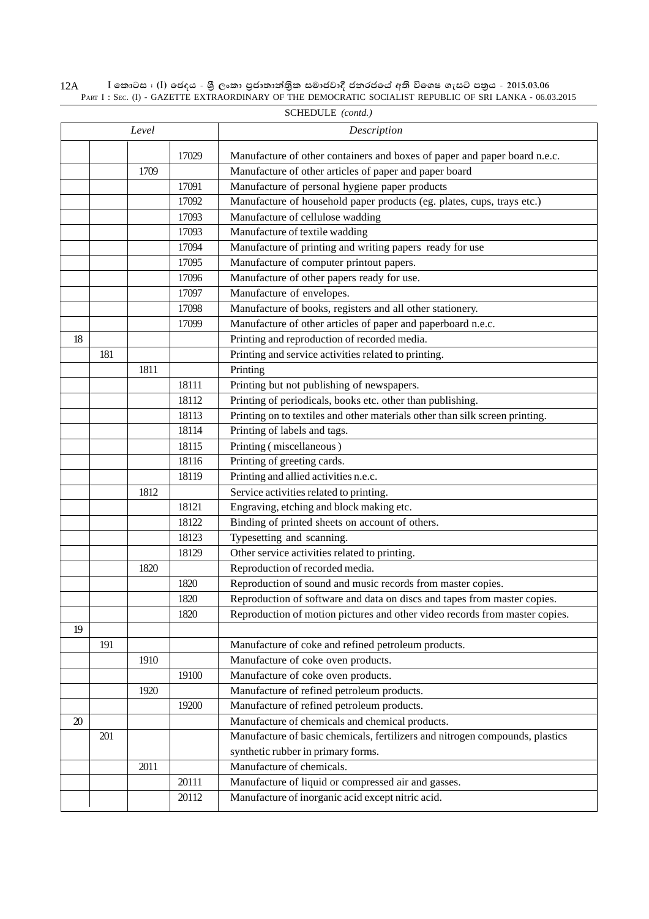SCHEDULE *(contd.)*

| Level | | | | Description |
|---|---|---|---|---|
| | | | 17029 | Manufacture of other containers and boxes of paper and paper board n.e.c. |
| | | 1709 | | Manufacture of other articles of paper and paper board |
| | | | 17091 | Manufacture of personal hygiene paper products |
| | | | 17092 | Manufacture of household paper products (eg. plates, cups, trays etc.) |
| | | | 17093 | Manufacture of cellulose wadding |
| | | | 17093 | Manufacture of textile wadding |
| | | | 17094 | Manufacture of printing and writing papers ready for use |
| | | | 17095 | Manufacture of computer printout papers. |
| | | | 17096 | Manufacture of other papers ready for use. |
| | | | 17097 | Manufacture of envelopes. |
| | | | 17098 | Manufacture of books, registers and all other stationery. |
| | | | 17099 | Manufacture of other articles of paper and paperboard n.e.c. |
| 18 | | | | Printing and reproduction of recorded media. |
| | 181 | | | Printing and service activities related to printing. |
| | | 1811 | | Printing |
| | | | 18111 | Printing but not publishing of newspapers. |
| | | | 18112 | Printing of periodicals, books etc. other than publishing. |
| | | | 18113 | Printing on to textiles and other materials other than silk screen printing. |
| | | | 18114 | Printing of labels and tags. |
| | | | 18115 | Printing ( miscellaneous ) |
| | | | 18116 | Printing of greeting cards. |
| | | | 18119 | Printing and allied activities n.e.c. |
| | | 1812 | | Service activities related to printing. |
| | | | 18121 | Engraving, etching and block making etc. |
| | | | 18122 | Binding of printed sheets on account of others. |
| | | | 18123 | Typesetting and scanning. |
| | | | 18129 | Other service activities related to printing. |
| | | 1820 | | Reproduction of recorded media. |
| | | | 1820 | Reproduction of sound and music records from master copies. |
| | | | 1820 | Reproduction of software and data on discs and tapes from master copies. |
| | | | 1820 | Reproduction of motion pictures and other video records from master copies. |
| 19 | | | | |
| | 191 | | | Manufacture of coke and refined petroleum products. |
| | | 1910 | | Manufacture of coke oven products. |
| | | | 19100 | Manufacture of coke oven products. |
| | | 1920 | | Manufacture of refined petroleum products. |
| | | | 19200 | Manufacture of refined petroleum products. |
| 20 | | | | Manufacture of chemicals and chemical products. |
| | 201 | | | Manufacture of basic chemicals, fertilizers and nitrogen compounds, plastics synthetic rubber in primary forms. |
| | | 2011 | | Manufacture of chemicals. |
| | | | 20111 | Manufacture of liquid or compressed air and gasses. |
| | | | 20112 | Manufacture of inorganic acid except nitric acid. |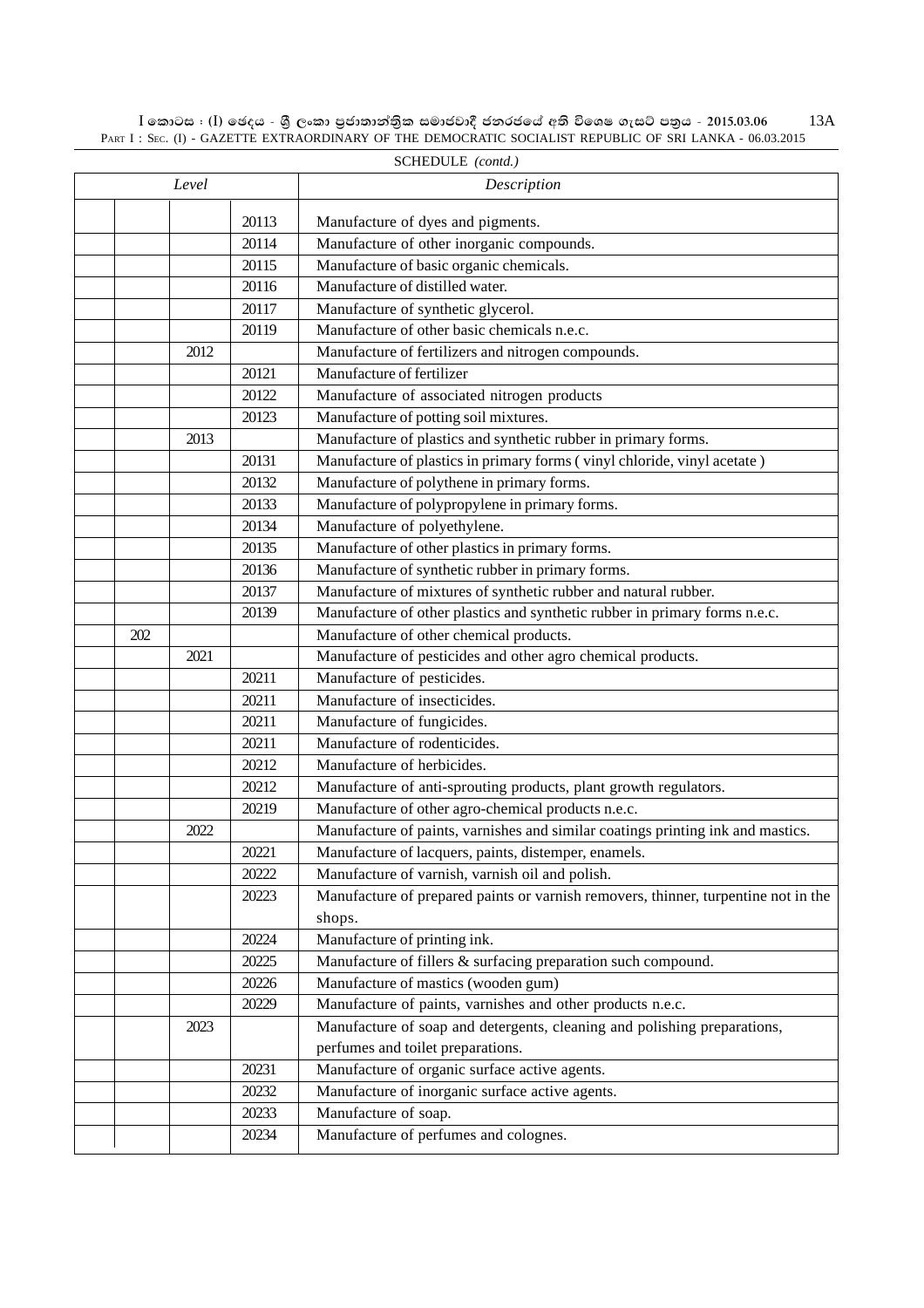SCHEDULE *(contd.)*

| Level | | | | Description |
|---|---|---|---|---|
| | | | 20113 | Manufacture of dyes and pigments. |
| | | | 20114 | Manufacture of other inorganic compounds. |
| | | | 20115 | Manufacture of basic organic chemicals. |
| | | | 20116 | Manufacture of distilled water. |
| | | | 20117 | Manufacture of synthetic glycerol. |
| | | | 20119 | Manufacture of other basic chemicals n.e.c. |
| | | 2012 | | Manufacture of fertilizers and nitrogen compounds. |
| | | | 20121 | Manufacture of fertilizer |
| | | | 20122 | Manufacture of associated nitrogen products |
| | | | 20123 | Manufacture of potting soil mixtures. |
| | | 2013 | | Manufacture of plastics and synthetic rubber in primary forms. |
| | | | 20131 | Manufacture of plastics in primary forms ( vinyl chloride, vinyl acetate ) |
| | | | 20132 | Manufacture of polythene in primary forms. |
| | | | 20133 | Manufacture of polypropylene in primary forms. |
| | | | 20134 | Manufacture of polyethylene. |
| | | | 20135 | Manufacture of other plastics in primary forms. |
| | | | 20136 | Manufacture of synthetic rubber in primary forms. |
| | | | 20137 | Manufacture of mixtures of synthetic rubber and natural rubber. |
| | | | 20139 | Manufacture of other plastics and synthetic rubber in primary forms n.e.c. |
| | 202 | | | Manufacture of other chemical products. |
| | | 2021 | | Manufacture of pesticides and other agro chemical products. |
| | | | 20211 | Manufacture of pesticides. |
| | | | 20211 | Manufacture of insecticides. |
| | | | 20211 | Manufacture of fungicides. |
| | | | 20211 | Manufacture of rodenticides. |
| | | | 20212 | Manufacture of herbicides. |
| | | | 20212 | Manufacture of anti-sprouting products, plant growth regulators. |
| | | | 20219 | Manufacture of other agro-chemical products n.e.c. |
| | | 2022 | | Manufacture of paints, varnishes and similar coatings printing ink and mastics. |
| | | | 20221 | Manufacture of lacquers, paints, distemper, enamels. |
| | | | 20222 | Manufacture of varnish, varnish oil and polish. |
| | | | 20223 | Manufacture of prepared paints or varnish removers, thinner, turpentine not in the shops. |
| | | | 20224 | Manufacture of printing ink. |
| | | | 20225 | Manufacture of fillers & surfacing preparation such compound. |
| | | | 20226 | Manufacture of mastics (wooden gum) |
| | | | 20229 | Manufacture of paints, varnishes and other products n.e.c. |
| | | 2023 | | Manufacture of soap and detergents, cleaning and polishing preparations, perfumes and toilet preparations. |
| | | | 20231 | Manufacture of organic surface active agents. |
| | | | 20232 | Manufacture of inorganic surface active agents. |
| | | | 20233 | Manufacture of soap. |
| | | | 20234 | Manufacture of perfumes and colognes. |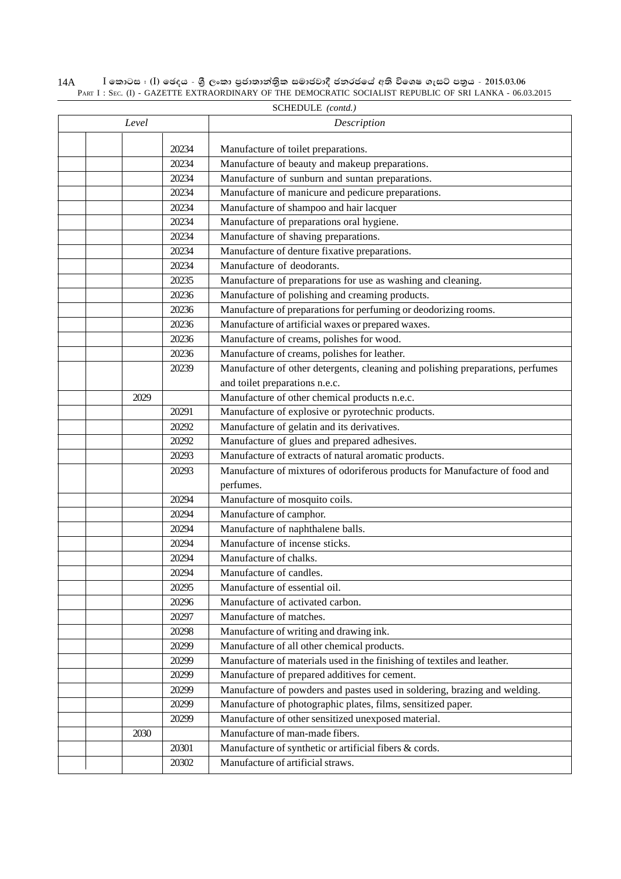SCHEDULE *(contd.)*

| Level | | | | Description |
|---|---|---|---|---|
| | | | 20234 | Manufacture of toilet preparations. |
| | | | 20234 | Manufacture of beauty and makeup preparations. |
| | | | 20234 | Manufacture of sunburn and suntan preparations. |
| | | | 20234 | Manufacture of manicure and pedicure preparations. |
| | | | 20234 | Manufacture of shampoo and hair lacquer |
| | | | 20234 | Manufacture of preparations oral hygiene. |
| | | | 20234 | Manufacture of shaving preparations. |
| | | | 20234 | Manufacture of denture fixative preparations. |
| | | | 20234 | Manufacture of deodorants. |
| | | | 20235 | Manufacture of preparations for use as washing and cleaning. |
| | | | 20236 | Manufacture of polishing and creaming products. |
| | | | 20236 | Manufacture of preparations for perfuming or deodorizing rooms. |
| | | | 20236 | Manufacture of artificial waxes or prepared waxes. |
| | | | 20236 | Manufacture of creams, polishes for wood. |
| | | | 20236 | Manufacture of creams, polishes for leather. |
| | | | 20239 | Manufacture of other detergents, cleaning and polishing preparations, perfumes and toilet preparations n.e.c. |
| | | 2029 | | Manufacture of other chemical products n.e.c. |
| | | | 20291 | Manufacture of explosive or pyrotechnic products. |
| | | | 20292 | Manufacture of gelatin and its derivatives. |
| | | | 20292 | Manufacture of glues and prepared adhesives. |
| | | | 20293 | Manufacture of extracts of natural aromatic products. |
| | | | 20293 | Manufacture of mixtures of odoriferous products for Manufacture of food and perfumes. |
| | | | 20294 | Manufacture of mosquito coils. |
| | | | 20294 | Manufacture of camphor. |
| | | | 20294 | Manufacture of naphthalene balls. |
| | | | 20294 | Manufacture of incense sticks. |
| | | | 20294 | Manufacture of chalks. |
| | | | 20294 | Manufacture of candles. |
| | | | 20295 | Manufacture of essential oil. |
| | | | 20296 | Manufacture of activated carbon. |
| | | | 20297 | Manufacture of matches. |
| | | | 20298 | Manufacture of writing and drawing ink. |
| | | | 20299 | Manufacture of all other chemical products. |
| | | | 20299 | Manufacture of materials used in the finishing of textiles and leather. |
| | | | 20299 | Manufacture of prepared additives for cement. |
| | | | 20299 | Manufacture of powders and pastes used in soldering, brazing and welding. |
| | | | 20299 | Manufacture of photographic plates, films, sensitized paper. |
| | | | 20299 | Manufacture of other sensitized unexposed material. |
| | | 2030 | | Manufacture of man-made fibers. |
| | | | 20301 | Manufacture of synthetic or artificial fibers & cords. |
| | | | 20302 | Manufacture of artificial straws. |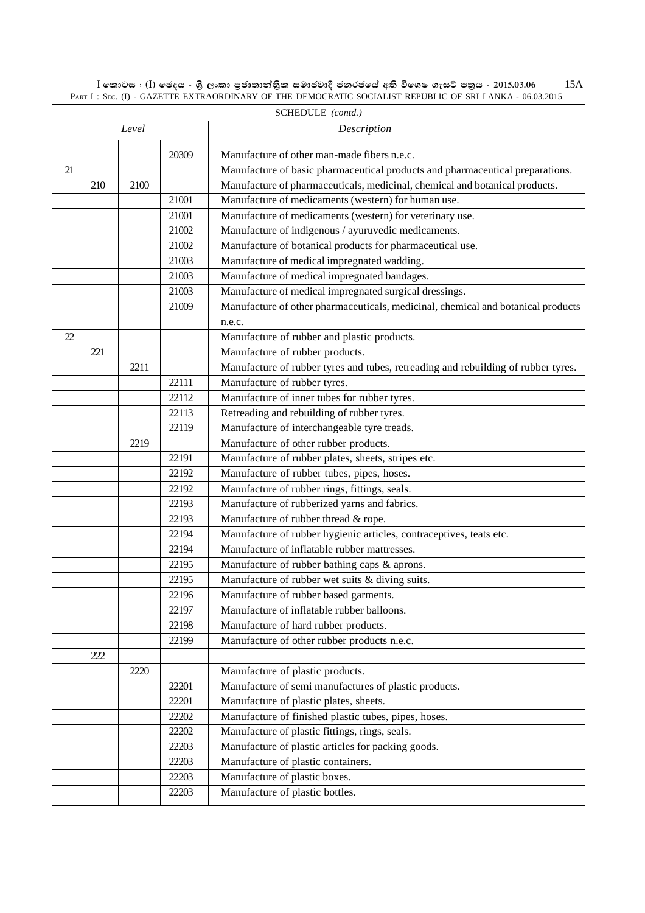SCHEDULE *(contd.)*

| *Level* | | | | *Description* |
|---|---|---|---|---|
| | | | 20309 | Manufacture of other man-made fibers n.e.c. |
| 21 | | | | Manufacture of basic pharmaceutical products and pharmaceutical preparations. |
| | 210 | 2100 | | Manufacture of pharmaceuticals, medicinal, chemical and botanical products. |
| | | | 21001 | Manufacture of medicaments (western) for human use. |
| | | | 21001 | Manufacture of medicaments (western) for veterinary use. |
| | | | 21002 | Manufacture of indigenous / ayuruvedic medicaments. |
| | | | 21002 | Manufacture of botanical products for pharmaceutical use. |
| | | | 21003 | Manufacture of medical impregnated wadding. |
| | | | 21003 | Manufacture of medical impregnated bandages. |
| | | | 21003 | Manufacture of medical impregnated surgical dressings. |
| | | | 21009 | Manufacture of other pharmaceuticals, medicinal, chemical and botanical products n.e.c. |
| 22 | | | | Manufacture of rubber and plastic products. |
| | 221 | | | Manufacture of rubber products. |
| | | 2211 | | Manufacture of rubber tyres and tubes, retreading and rebuilding of rubber tyres. |
| | | | 22111 | Manufacture of rubber tyres. |
| | | | 22112 | Manufacture of inner tubes for rubber tyres. |
| | | | 22113 | Retreading and rebuilding of rubber tyres. |
| | | | 22119 | Manufacture of interchangeable tyre treads. |
| | | 2219 | | Manufacture of other rubber products. |
| | | | 22191 | Manufacture of rubber plates, sheets, stripes etc. |
| | | | 22192 | Manufacture of rubber tubes, pipes, hoses. |
| | | | 22192 | Manufacture of rubber rings, fittings, seals. |
| | | | 22193 | Manufacture of rubberized yarns and fabrics. |
| | | | 22193 | Manufacture of rubber thread & rope. |
| | | | 22194 | Manufacture of rubber hygienic articles, contraceptives, teats etc. |
| | | | 22194 | Manufacture of inflatable rubber mattresses. |
| | | | 22195 | Manufacture of rubber bathing caps & aprons. |
| | | | 22195 | Manufacture of rubber wet suits & diving suits. |
| | | | 22196 | Manufacture of rubber based garments. |
| | | | 22197 | Manufacture of inflatable rubber balloons. |
| | | | 22198 | Manufacture of hard rubber products. |
| | | | 22199 | Manufacture of other rubber products n.e.c. |
| | 222 | | | |
| | | 2220 | | Manufacture of plastic products. |
| | | | 22201 | Manufacture of semi manufactures of plastic products. |
| | | | 22201 | Manufacture of plastic plates, sheets. |
| | | | 22202 | Manufacture of finished plastic tubes, pipes, hoses. |
| | | | 22202 | Manufacture of plastic fittings, rings, seals. |
| | | | 22203 | Manufacture of plastic articles for packing goods. |
| | | | 22203 | Manufacture of plastic containers. |
| | | | 22203 | Manufacture of plastic boxes. |
| | | | 22203 | Manufacture of plastic bottles. |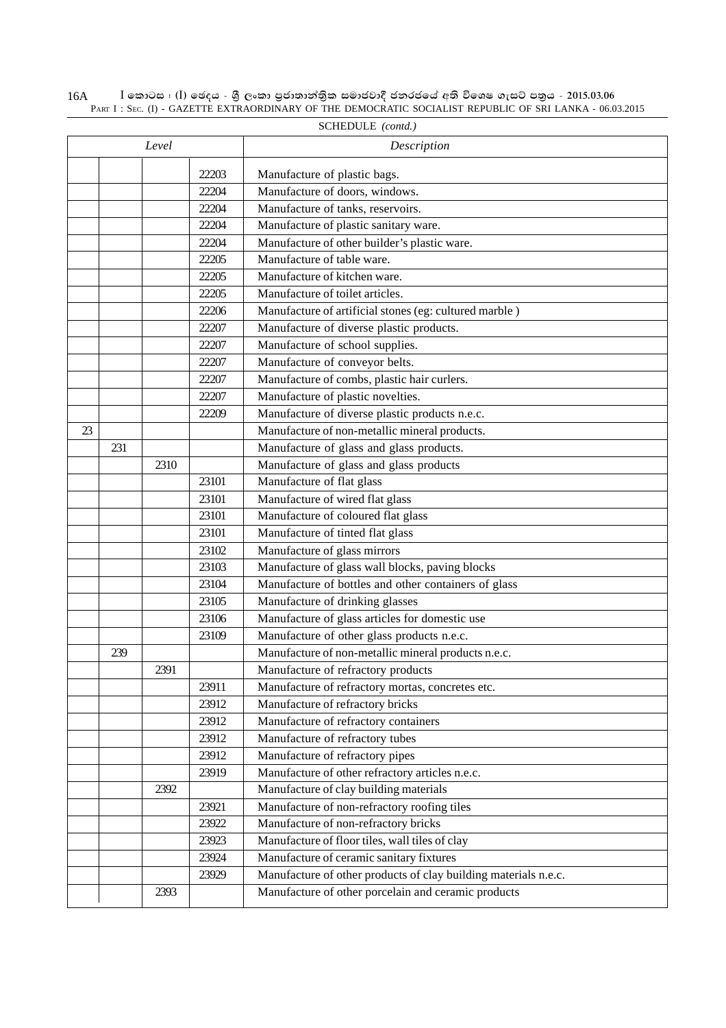SCHEDULE *(contd.)*

| Level | | | | Description |
|---|---|---|---|---|
| | | | 22203 | Manufacture of plastic bags. |
| | | | 22204 | Manufacture of doors, windows. |
| | | | 22204 | Manufacture of tanks, reservoirs. |
| | | | 22204 | Manufacture of plastic sanitary ware. |
| | | | 22204 | Manufacture of other builder's plastic ware. |
| | | | 22205 | Manufacture of table ware. |
| | | | 22205 | Manufacture of kitchen ware. |
| | | | 22205 | Manufacture of toilet articles. |
| | | | 22206 | Manufacture of artificial stones (eg: cultured marble ) |
| | | | 22207 | Manufacture of diverse plastic products. |
| | | | 22207 | Manufacture of school supplies. |
| | | | 22207 | Manufacture of conveyor belts. |
| | | | 22207 | Manufacture of combs, plastic hair curlers. |
| | | | 22207 | Manufacture of plastic novelties. |
| | | | 22209 | Manufacture of diverse plastic products n.e.c. |
| 23 | | | | Manufacture of non-metallic mineral products. |
| | 231 | | | Manufacture of glass and glass products. |
| | | 2310 | | Manufacture of glass and glass products |
| | | | 23101 | Manufacture of flat glass |
| | | | 23101 | Manufacture of wired flat glass |
| | | | 23101 | Manufacture of coloured flat glass |
| | | | 23101 | Manufacture of tinted flat glass |
| | | | 23102 | Manufacture of glass mirrors |
| | | | 23103 | Manufacture of glass wall blocks, paving blocks |
| | | | 23104 | Manufacture of bottles and other containers of glass |
| | | | 23105 | Manufacture of drinking glasses |
| | | | 23106 | Manufacture of glass articles for domestic use |
| | | | 23109 | Manufacture of other glass products n.e.c. |
| | 239 | | | Manufacture of non-metallic mineral products n.e.c. |
| | | 2391 | | Manufacture of refractory products |
| | | | 23911 | Manufacture of refractory mortas, concretes etc. |
| | | | 23912 | Manufacture of refractory bricks |
| | | | 23912 | Manufacture of refractory containers |
| | | | 23912 | Manufacture of refractory tubes |
| | | | 23912 | Manufacture of refractory pipes |
| | | | 23919 | Manufacture of other refractory articles n.e.c. |
| | | 2392 | | Manufacture of clay building materials |
| | | | 23921 | Manufacture of non-refractory roofing tiles |
| | | | 23922 | Manufacture of non-refractory bricks |
| | | | 23923 | Manufacture of floor tiles, wall tiles of clay |
| | | | 23924 | Manufacture of ceramic sanitary fixtures |
| | | | 23929 | Manufacture of other products of clay building materials n.e.c. |
| | | 2393 | | Manufacture of other porcelain and ceramic products |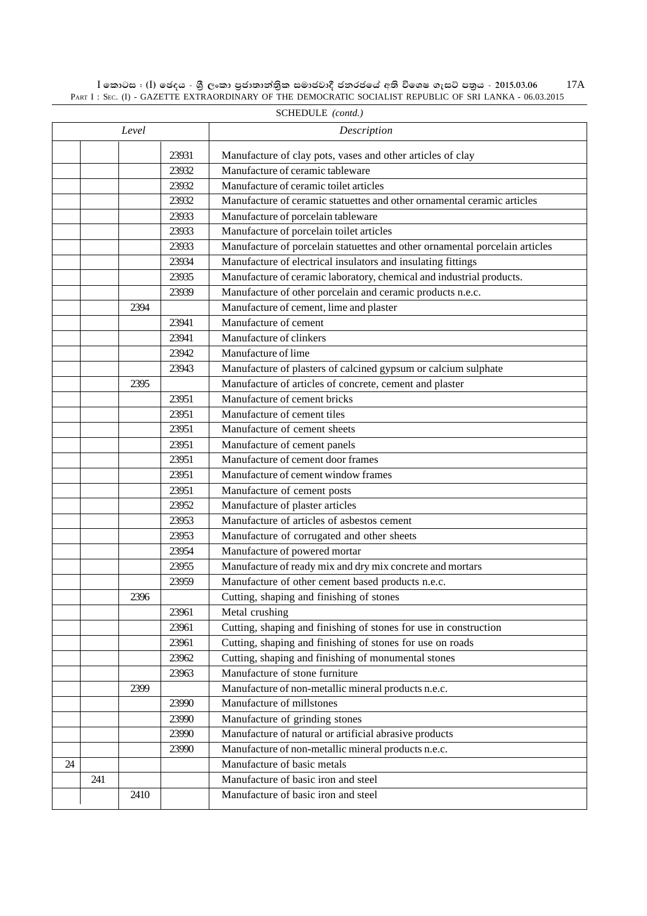SCHEDULE *(contd.)*

| *Level* | | | | *Description* |
|---|---|---|---|---|
| | | | 23931 | Manufacture of clay pots, vases and other articles of clay |
| | | | 23932 | Manufacture of ceramic tableware |
| | | | 23932 | Manufacture of ceramic toilet articles |
| | | | 23932 | Manufacture of ceramic statuettes and other ornamental ceramic articles |
| | | | 23933 | Manufacture of porcelain tableware |
| | | | 23933 | Manufacture of porcelain toilet articles |
| | | | 23933 | Manufacture of porcelain statuettes and other ornamental porcelain articles |
| | | | 23934 | Manufacture of electrical insulators and insulating fittings |
| | | | 23935 | Manufacture of ceramic laboratory, chemical and industrial products. |
| | | | 23939 | Manufacture of other porcelain and ceramic products n.e.c. |
| | | 2394 | | Manufacture of cement, lime and plaster |
| | | | 23941 | Manufacture of cement |
| | | | 23941 | Manufacture of clinkers |
| | | | 23942 | Manufacture of lime |
| | | | 23943 | Manufacture of plasters of calcined gypsum or calcium sulphate |
| | | 2395 | | Manufacture of articles of concrete, cement and plaster |
| | | | 23951 | Manufacture of cement bricks |
| | | | 23951 | Manufacture of cement tiles |
| | | | 23951 | Manufacture of cement sheets |
| | | | 23951 | Manufacture of cement panels |
| | | | 23951 | Manufacture of cement door frames |
| | | | 23951 | Manufacture of cement window frames |
| | | | 23951 | Manufacture of cement posts |
| | | | 23952 | Manufacture of plaster articles |
| | | | 23953 | Manufacture of articles of asbestos cement |
| | | | 23953 | Manufacture of corrugated and other sheets |
| | | | 23954 | Manufacture of powered mortar |
| | | | 23955 | Manufacture of ready mix and dry mix concrete and mortars |
| | | | 23959 | Manufacture of other cement based products n.e.c. |
| | | 2396 | | Cutting, shaping and finishing of stones |
| | | | 23961 | Metal crushing |
| | | | 23961 | Cutting, shaping and finishing of stones for use in construction |
| | | | 23961 | Cutting, shaping and finishing of stones for use on roads |
| | | | 23962 | Cutting, shaping and finishing of monumental stones |
| | | | 23963 | Manufacture of stone furniture |
| | | 2399 | | Manufacture of non-metallic mineral products n.e.c. |
| | | | 23990 | Manufacture of millstones |
| | | | 23990 | Manufacture of grinding stones |
| | | | 23990 | Manufacture of natural or artificial abrasive products |
| | | | 23990 | Manufacture of non-metallic mineral products n.e.c. |
| 24 | | | | Manufacture of basic metals |
| | 241 | | | Manufacture of basic iron and steel |
| | | 2410 | | Manufacture of basic iron and steel |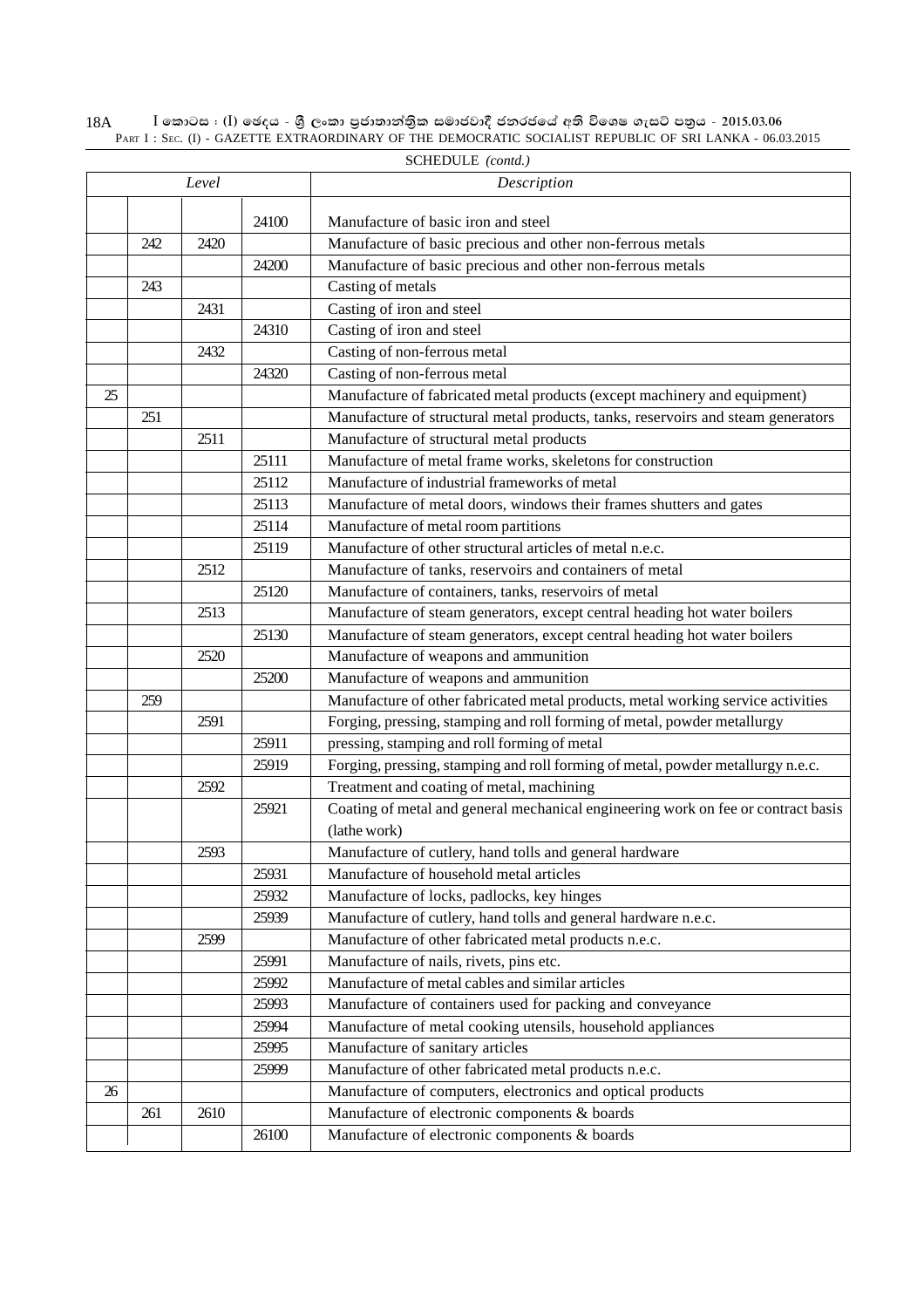SCHEDULE *(contd.)*

| *Level* | | | | *Description* |
|---|---|---|---|---|
| | | | 24100 | Manufacture of basic iron and steel |
| | 242 | 2420 | | Manufacture of basic precious and other non-ferrous metals |
| | | | 24200 | Manufacture of basic precious and other non-ferrous metals |
| | 243 | | | Casting of metals |
| | | 2431 | | Casting of iron and steel |
| | | | 24310 | Casting of iron and steel |
| | | 2432 | | Casting of non-ferrous metal |
| | | | 24320 | Casting of non-ferrous metal |
| 25 | | | | Manufacture of fabricated metal products (except machinery and equipment) |
| | 251 | | | Manufacture of structural metal products, tanks, reservoirs and steam generators |
| | | 2511 | | Manufacture of structural metal products |
| | | | 25111 | Manufacture of metal frame works, skeletons for construction |
| | | | 25112 | Manufacture of industrial frameworks of metal |
| | | | 25113 | Manufacture of metal doors, windows their frames shutters and gates |
| | | | 25114 | Manufacture of metal room partitions |
| | | | 25119 | Manufacture of other structural articles of metal n.e.c. |
| | | 2512 | | Manufacture of tanks, reservoirs and containers of metal |
| | | | 25120 | Manufacture of containers, tanks, reservoirs of metal |
| | | 2513 | | Manufacture of steam generators, except central heading hot water boilers |
| | | | 25130 | Manufacture of steam generators, except central heading hot water boilers |
| | | 2520 | | Manufacture of weapons and ammunition |
| | | | 25200 | Manufacture of weapons and ammunition |
| | 259 | | | Manufacture of other fabricated metal products, metal working service activities |
| | | 2591 | | Forging, pressing, stamping and roll forming of metal, powder metallurgy |
| | | | 25911 | pressing, stamping and roll forming of metal |
| | | | 25919 | Forging, pressing, stamping and roll forming of metal, powder metallurgy n.e.c. |
| | | 2592 | | Treatment and coating of metal, machining |
| | | | 25921 | Coating of metal and general mechanical engineering work on fee or contract basis (lathe work) |
| | | 2593 | | Manufacture of cutlery, hand tolls and general hardware |
| | | | 25931 | Manufacture of household metal articles |
| | | | 25932 | Manufacture of locks, padlocks, key hinges |
| | | | 25939 | Manufacture of cutlery, hand tolls and general hardware n.e.c. |
| | | 2599 | | Manufacture of other fabricated metal products n.e.c. |
| | | | 25991 | Manufacture of nails, rivets, pins etc. |
| | | | 25992 | Manufacture of metal cables and similar articles |
| | | | 25993 | Manufacture of containers used for packing and conveyance |
| | | | 25994 | Manufacture of metal cooking utensils, household appliances |
| | | | 25995 | Manufacture of sanitary articles |
| | | | 25999 | Manufacture of other fabricated metal products n.e.c. |
| 26 | | | | Manufacture of computers, electronics and optical products |
| | 261 | 2610 | | Manufacture of electronic components & boards |
| | | | 26100 | Manufacture of electronic components & boards |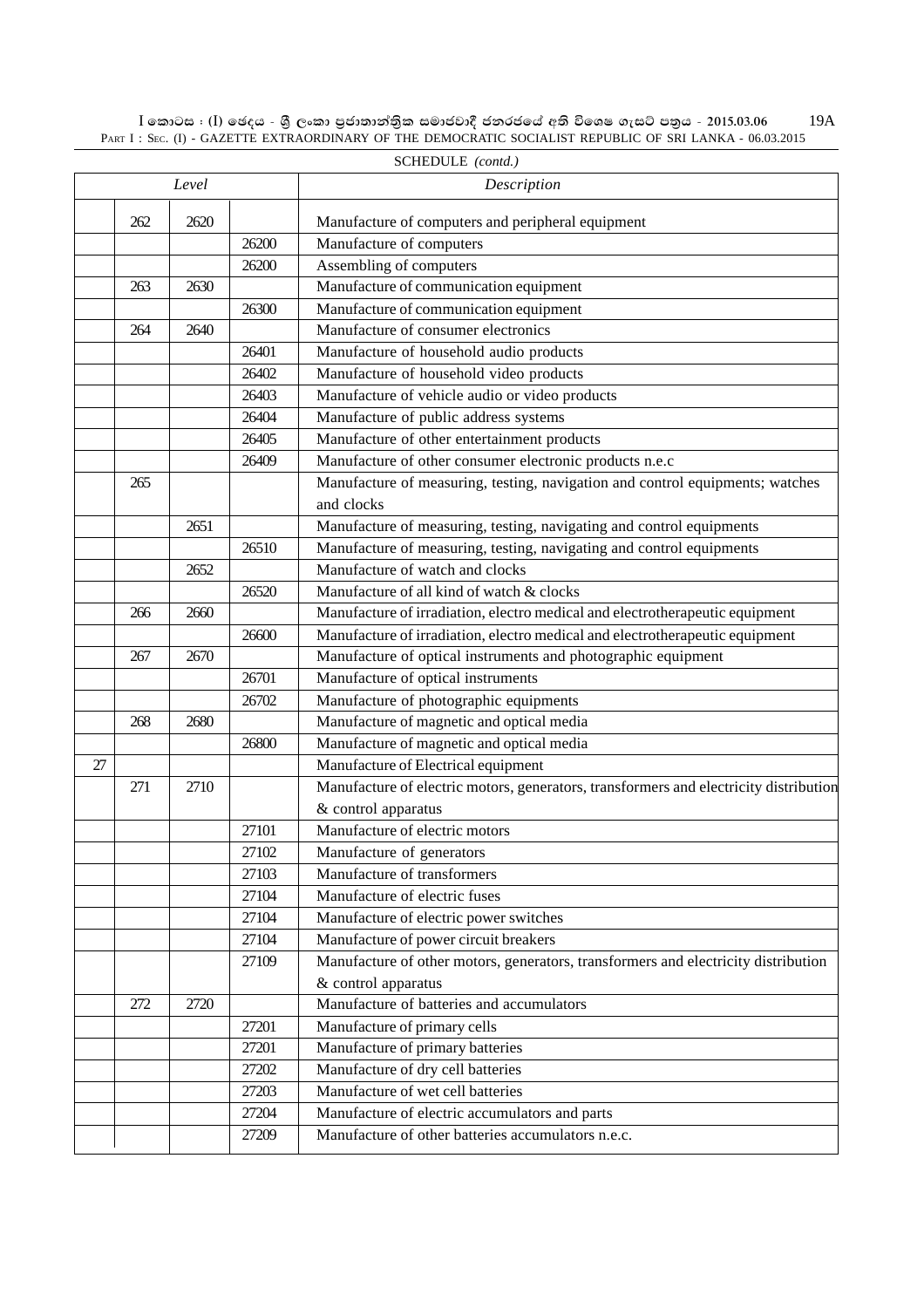SCHEDULE *(contd.)*

| *Level* | | | | *Description* |
|---|---|---|---|---|
| | 262 | 2620 | | Manufacture of computers and peripheral equipment |
| | | | 26200 | Manufacture of computers |
| | | | 26200 | Assembling of computers |
| | 263 | 2630 | | Manufacture of communication equipment |
| | | | 26300 | Manufacture of communication equipment |
| | 264 | 2640 | | Manufacture of consumer electronics |
| | | | 26401 | Manufacture of household audio products |
| | | | 26402 | Manufacture of household video products |
| | | | 26403 | Manufacture of vehicle audio or video products |
| | | | 26404 | Manufacture of public address systems |
| | | | 26405 | Manufacture of other entertainment products |
| | | | 26409 | Manufacture of other consumer electronic products n.e.c |
| | 265 | | | Manufacture of measuring, testing, navigation and control equipments; watches and clocks |
| | | 2651 | | Manufacture of measuring, testing, navigating and control equipments |
| | | | 26510 | Manufacture of measuring, testing, navigating and control equipments |
| | | 2652 | | Manufacture of watch and clocks |
| | | | 26520 | Manufacture of all kind of watch & clocks |
| | 266 | 2660 | | Manufacture of irradiation, electro medical and electrotherapeutic equipment |
| | | | 26600 | Manufacture of irradiation, electro medical and electrotherapeutic equipment |
| | 267 | 2670 | | Manufacture of optical instruments and photographic equipment |
| | | | 26701 | Manufacture of optical instruments |
| | | | 26702 | Manufacture of photographic equipments |
| | 268 | 2680 | | Manufacture of magnetic and optical media |
| | | | 26800 | Manufacture of magnetic and optical media |
| 27 | | | | Manufacture of Electrical equipment |
| | 271 | 2710 | | Manufacture of electric motors, generators, transformers and electricity distribution & control apparatus |
| | | | 27101 | Manufacture of electric motors |
| | | | 27102 | Manufacture of generators |
| | | | 27103 | Manufacture of transformers |
| | | | 27104 | Manufacture of electric fuses |
| | | | 27104 | Manufacture of electric power switches |
| | | | 27104 | Manufacture of power circuit breakers |
| | | | 27109 | Manufacture of other motors, generators, transformers and electricity distribution & control apparatus |
| | 272 | 2720 | | Manufacture of batteries and accumulators |
| | | | 27201 | Manufacture of primary cells |
| | | | 27201 | Manufacture of primary batteries |
| | | | 27202 | Manufacture of dry cell batteries |
| | | | 27203 | Manufacture of wet cell batteries |
| | | | 27204 | Manufacture of electric accumulators and parts |
| | | | 27209 | Manufacture of other batteries accumulators n.e.c. |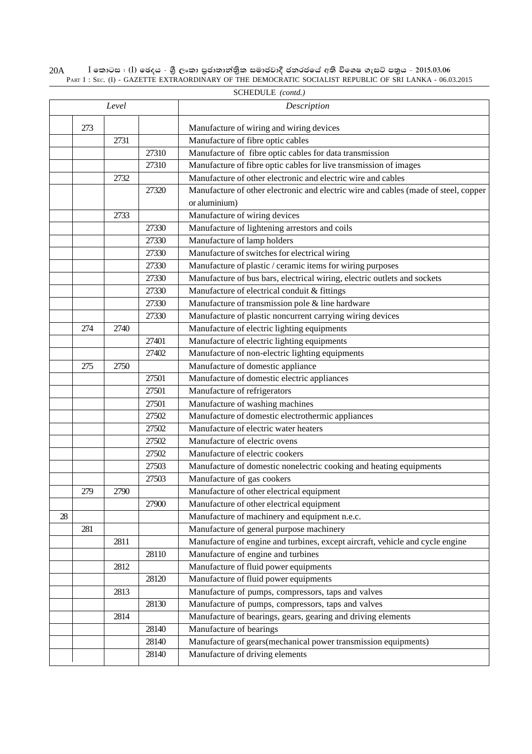SCHEDULE *(contd.)*

| Level | | | | Description |
|---|---|---|---|---|
| | 273 | | | Manufacture of wiring and wiring devices |
| | | 2731 | | Manufacture of fibre optic cables |
| | | | 27310 | Manufacture of fibre optic cables for data transmission |
| | | | 27310 | Manufacture of fibre optic cables for live transmission of images |
| | | 2732 | | Manufacture of other electronic and electric wire and cables |
| | | | 27320 | Manufacture of other electronic and electric wire and cables (made of steel, copper or aluminium) |
| | | 2733 | | Manufacture of wiring devices |
| | | | 27330 | Manufacture of lightening arrestors and coils |
| | | | 27330 | Manufacture of lamp holders |
| | | | 27330 | Manufacture of switches for electrical wiring |
| | | | 27330 | Manufacture of plastic / ceramic items for wiring purposes |
| | | | 27330 | Manufacture of bus bars, electrical wiring, electric outlets and sockets |
| | | | 27330 | Manufacture of electrical conduit & fittings |
| | | | 27330 | Manufacture of transmission pole & line hardware |
| | | | 27330 | Manufacture of plastic noncurrent carrying wiring devices |
| | 274 | 2740 | | Manufacture of electric lighting equipments |
| | | | 27401 | Manufacture of electric lighting equipments |
| | | | 27402 | Manufacture of non-electric lighting equipments |
| | 275 | 2750 | | Manufacture of domestic appliance |
| | | | 27501 | Manufacture of domestic electric appliances |
| | | | 27501 | Manufacture of refrigerators |
| | | | 27501 | Manufacture of washing machines |
| | | | 27502 | Manufacture of domestic electrothermic appliances |
| | | | 27502 | Manufacture of electric water heaters |
| | | | 27502 | Manufacture of electric ovens |
| | | | 27502 | Manufacture of electric cookers |
| | | | 27503 | Manufacture of domestic nonelectric cooking and heating equipments |
| | | | 27503 | Manufacture of gas cookers |
| | 279 | 2790 | | Manufacture of other electrical equipment |
| | | | 27900 | Manufacture of other electrical equipment |
| 28 | | | | Manufacture of machinery and equipment n.e.c. |
| | 281 | | | Manufacture of general purpose machinery |
| | | 2811 | | Manufacture of engine and turbines, except aircraft, vehicle and cycle engine |
| | | | 28110 | Manufacture of engine and turbines |
| | | 2812 | | Manufacture of fluid power equipments |
| | | | 28120 | Manufacture of fluid power equipments |
| | | 2813 | | Manufacture of pumps, compressors, taps and valves |
| | | | 28130 | Manufacture of pumps, compressors, taps and valves |
| | | 2814 | | Manufacture of bearings, gears, gearing and driving elements |
| | | | 28140 | Manufacture of bearings |
| | | | 28140 | Manufacture of gears(mechanical power transmission equipments) |
| | | | 28140 | Manufacture of driving elements |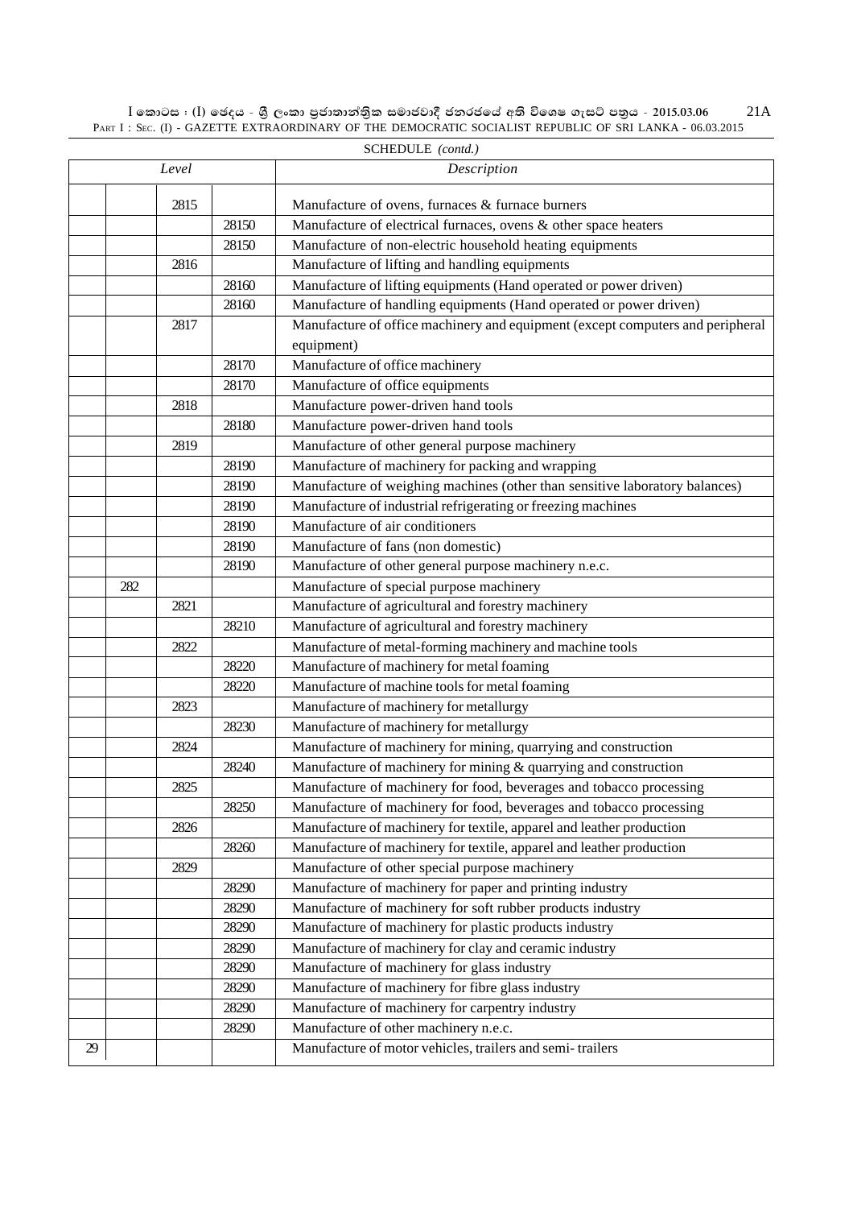SCHEDULE *(contd.)*

| *Level* | | | | *Description* |
|---|---|---|---|---|
| | | 2815 | | Manufacture of ovens, furnaces & furnace burners |
| | | | 28150 | Manufacture of electrical furnaces, ovens & other space heaters |
| | | | 28150 | Manufacture of non-electric household heating equipments |
| | | 2816 | | Manufacture of lifting and handling equipments |
| | | | 28160 | Manufacture of lifting equipments (Hand operated or power driven) |
| | | | 28160 | Manufacture of handling equipments (Hand operated or power driven) |
| | | 2817 | | Manufacture of office machinery and equipment (except computers and peripheral equipment) |
| | | | 28170 | Manufacture of office machinery |
| | | | 28170 | Manufacture of office equipments |
| | | 2818 | | Manufacture power-driven hand tools |
| | | | 28180 | Manufacture power-driven hand tools |
| | | 2819 | | Manufacture of other general purpose machinery |
| | | | 28190 | Manufacture of machinery for packing and wrapping |
| | | | 28190 | Manufacture of weighing machines (other than sensitive laboratory balances) |
| | | | 28190 | Manufacture of industrial refrigerating or freezing machines |
| | | | 28190 | Manufacture of air conditioners |
| | | | 28190 | Manufacture of fans (non domestic) |
| | | | 28190 | Manufacture of other general purpose machinery n.e.c. |
| | 282 | | | Manufacture of special purpose machinery |
| | | 2821 | | Manufacture of agricultural and forestry machinery |
| | | | 28210 | Manufacture of agricultural and forestry machinery |
| | | 2822 | | Manufacture of metal-forming machinery and machine tools |
| | | | 28220 | Manufacture of machinery for metal foaming |
| | | | 28220 | Manufacture of machine tools for metal foaming |
| | | 2823 | | Manufacture of machinery for metallurgy |
| | | | 28230 | Manufacture of machinery for metallurgy |
| | | 2824 | | Manufacture of machinery for mining, quarrying and construction |
| | | | 28240 | Manufacture of machinery for mining & quarrying and construction |
| | | 2825 | | Manufacture of machinery for food, beverages and tobacco processing |
| | | | 28250 | Manufacture of machinery for food, beverages and tobacco processing |
| | | 2826 | | Manufacture of machinery for textile, apparel and leather production |
| | | | 28260 | Manufacture of machinery for textile, apparel and leather production |
| | | 2829 | | Manufacture of other special purpose machinery |
| | | | 28290 | Manufacture of machinery for paper and printing industry |
| | | | 28290 | Manufacture of machinery for soft rubber products industry |
| | | | 28290 | Manufacture of machinery for plastic products industry |
| | | | 28290 | Manufacture of machinery for clay and ceramic industry |
| | | | 28290 | Manufacture of machinery for glass industry |
| | | | 28290 | Manufacture of machinery for fibre glass industry |
| | | | 28290 | Manufacture of machinery for carpentry industry |
| | | | 28290 | Manufacture of other machinery n.e.c. |
| 29 | | | | Manufacture of motor vehicles, trailers and semi- trailers |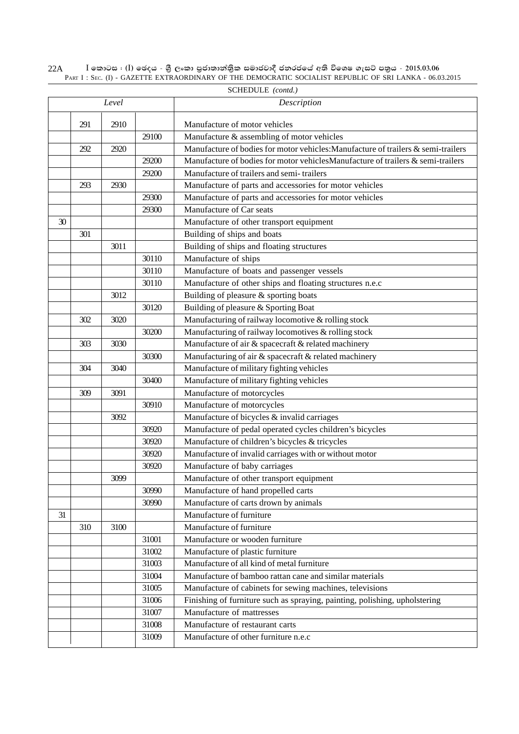SCHEDULE *(contd.)*

| *Level* | | | | *Description* |
|---|---|---|---|---|
| | 291 | 2910 | | Manufacture of motor vehicles |
| | | | 29100 | Manufacture & assembling of motor vehicles |
| | 292 | 2920 | | Manufacture of bodies for motor vehicles:Manufacture of trailers & semi-trailers |
| | | | 29200 | Manufacture of bodies for motor vehiclesManufacture of trailers & semi-trailers |
| | | | 29200 | Manufacture of trailers and semi- trailers |
| | 293 | 2930 | | Manufacture of parts and accessories for motor vehicles |
| | | | 29300 | Manufacture of parts and accessories for motor vehicles |
| | | | 29300 | Manufacture of Car seats |
| 30 | | | | Manufacture of other transport equipment |
| | 301 | | | Building of ships and boats |
| | | 3011 | | Building of ships and floating structures |
| | | | 30110 | Manufacture of ships |
| | | | 30110 | Manufacture of boats and passenger vessels |
| | | | 30110 | Manufacture of other ships and floating structures n.e.c |
| | | 3012 | | Building of pleasure & sporting boats |
| | | | 30120 | Building of pleasure & Sporting Boat |
| | 302 | 3020 | | Manufacturing of railway locomotive & rolling stock |
| | | | 30200 | Manufacturing of railway locomotives & rolling stock |
| | 303 | 3030 | | Manufacture of air & spacecraft & related machinery |
| | | | 30300 | Manufacturing of air & spacecraft & related machinery |
| | 304 | 3040 | | Manufacture of military fighting vehicles |
| | | | 30400 | Manufacture of military fighting vehicles |
| | 309 | 3091 | | Manufacture of motorcycles |
| | | | 30910 | Manufacture of motorcycles |
| | | 3092 | | Manufacture of bicycles & invalid carriages |
| | | | 30920 | Manufacture of pedal operated cycles children's bicycles |
| | | | 30920 | Manufacture of children's bicycles & tricycles |
| | | | 30920 | Manufacture of invalid carriages with or without motor |
| | | | 30920 | Manufacture of baby carriages |
| | | 3099 | | Manufacture of other transport equipment |
| | | | 30990 | Manufacture of hand propelled carts |
| | | | 30990 | Manufacture of carts drown by animals |
| 31 | | | | Manufacture of furniture |
| | 310 | 3100 | | Manufacture of furniture |
| | | | 31001 | Manufacture or wooden furniture |
| | | | 31002 | Manufacture of plastic furniture |
| | | | 31003 | Manufacture of all kind of metal furniture |
| | | | 31004 | Manufacture of bamboo rattan cane and similar materials |
| | | | 31005 | Manufacture of cabinets for sewing machines, televisions |
| | | | 31006 | Finishing of furniture such as spraying, painting, polishing, upholstering |
| | | | 31007 | Manufacture of mattresses |
| | | | 31008 | Manufacture of restaurant carts |
| | | | 31009 | Manufacture of other furniture n.e.c |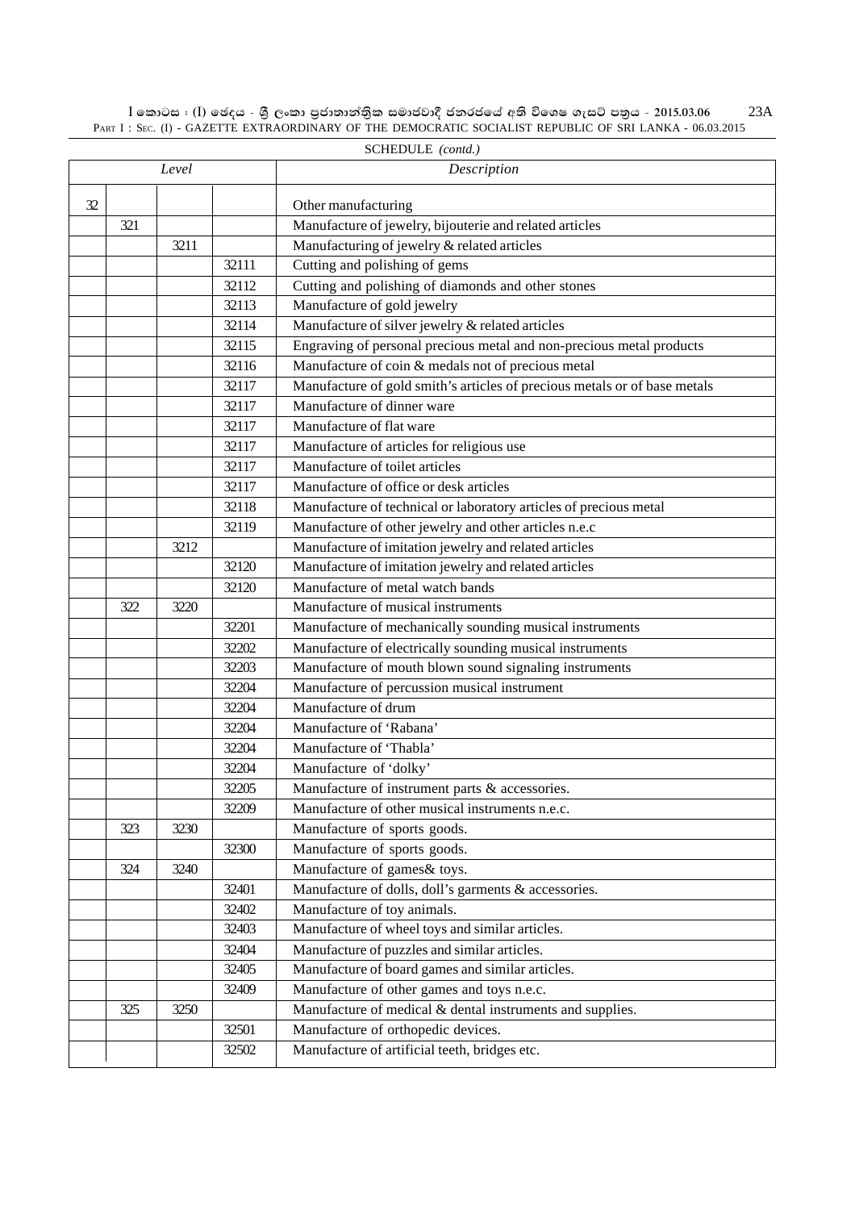SCHEDULE *(contd.)*

| *Level* | | | | *Description* |
|---|---|---|---|---|
| 32 | | | | Other manufacturing |
| | 321 | | | Manufacture of jewelry, bijouterie and related articles |
| | | 3211 | | Manufacturing of jewelry & related articles |
| | | | 32111 | Cutting and polishing of gems |
| | | | 32112 | Cutting and polishing of diamonds and other stones |
| | | | 32113 | Manufacture of gold jewelry |
| | | | 32114 | Manufacture of silver jewelry & related articles |
| | | | 32115 | Engraving of personal precious metal and non-precious metal products |
| | | | 32116 | Manufacture of coin & medals not of precious metal |
| | | | 32117 | Manufacture of gold smith's articles of precious metals or of base metals |
| | | | 32117 | Manufacture of dinner ware |
| | | | 32117 | Manufacture of flat ware |
| | | | 32117 | Manufacture of articles for religious use |
| | | | 32117 | Manufacture of toilet articles |
| | | | 32117 | Manufacture of office or desk articles |
| | | | 32118 | Manufacture of technical or laboratory articles of precious metal |
| | | | 32119 | Manufacture of other jewelry and other articles n.e.c |
| | | 3212 | | Manufacture of imitation jewelry and related articles |
| | | | 32120 | Manufacture of imitation jewelry and related articles |
| | | | 32120 | Manufacture of metal watch bands |
| | 322 | 3220 | | Manufacture of musical instruments |
| | | | 32201 | Manufacture of mechanically sounding musical instruments |
| | | | 32202 | Manufacture of electrically sounding musical instruments |
| | | | 32203 | Manufacture of mouth blown sound signaling instruments |
| | | | 32204 | Manufacture of percussion musical instrument |
| | | | 32204 | Manufacture of drum |
| | | | 32204 | Manufacture of 'Rabana' |
| | | | 32204 | Manufacture of 'Thabla' |
| | | | 32204 | Manufacture of 'dolky' |
| | | | 32205 | Manufacture of instrument parts & accessories. |
| | | | 32209 | Manufacture of other musical instruments n.e.c. |
| | 323 | 3230 | | Manufacture of sports goods. |
| | | | 32300 | Manufacture of sports goods. |
| | 324 | 3240 | | Manufacture of games& toys. |
| | | | 32401 | Manufacture of dolls, doll's garments & accessories. |
| | | | 32402 | Manufacture of toy animals. |
| | | | 32403 | Manufacture of wheel toys and similar articles. |
| | | | 32404 | Manufacture of puzzles and similar articles. |
| | | | 32405 | Manufacture of board games and similar articles. |
| | | | 32409 | Manufacture of other games and toys n.e.c. |
| | 325 | 3250 | | Manufacture of medical & dental instruments and supplies. |
| | | | 32501 | Manufacture of orthopedic devices. |
| | | | 32502 | Manufacture of artificial teeth, bridges etc. |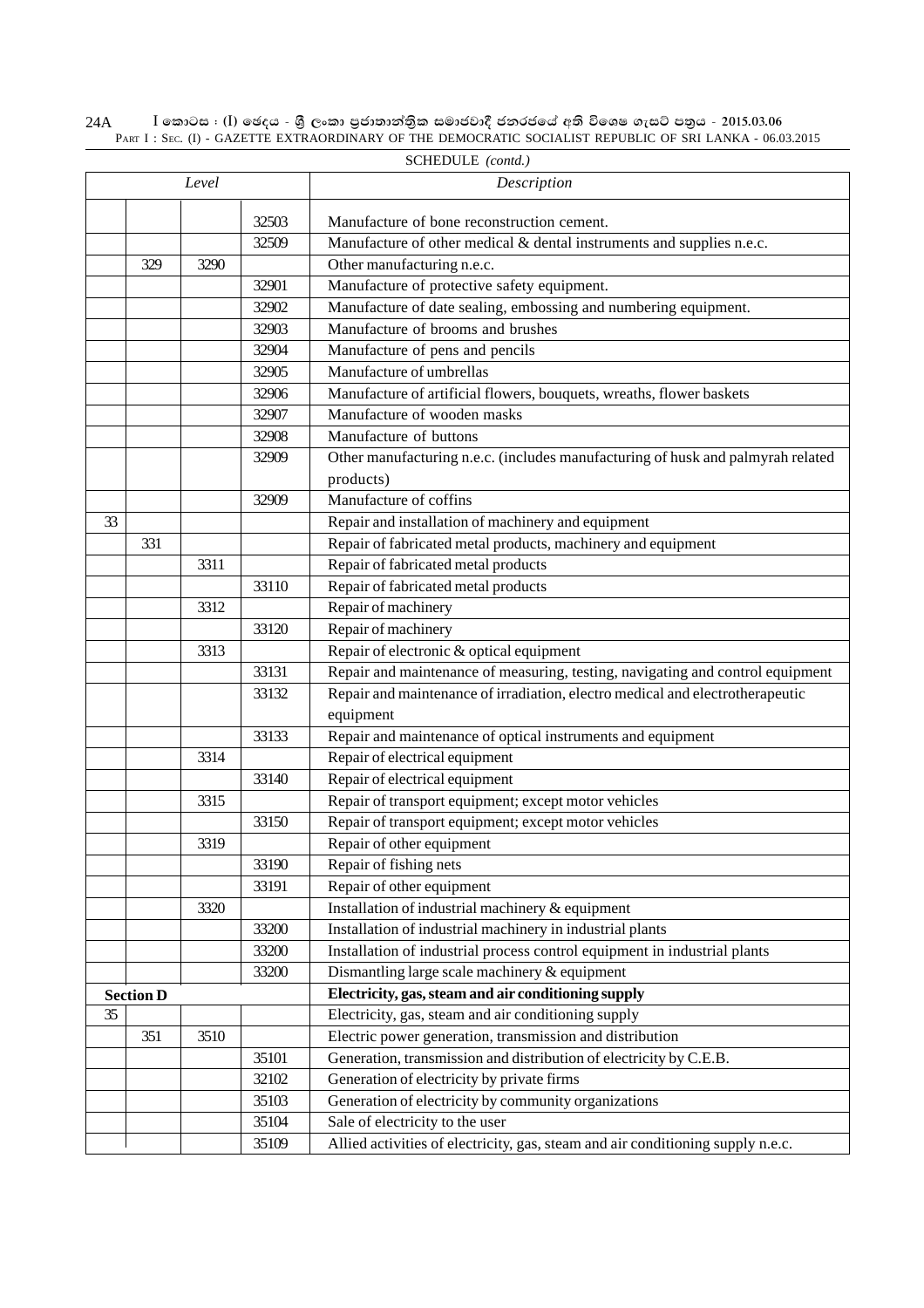SCHEDULE *(contd.)*

| Level | | | | Description |
|---|---|---|---|---|
| | | | 32503 | Manufacture of bone reconstruction cement. |
| | | | 32509 | Manufacture of other medical & dental instruments and supplies n.e.c. |
| | 329 | 3290 | | Other manufacturing n.e.c. |
| | | | 32901 | Manufacture of protective safety equipment. |
| | | | 32902 | Manufacture of date sealing, embossing and numbering equipment. |
| | | | 32903 | Manufacture of brooms and brushes |
| | | | 32904 | Manufacture of pens and pencils |
| | | | 32905 | Manufacture of umbrellas |
| | | | 32906 | Manufacture of artificial flowers, bouquets, wreaths, flower baskets |
| | | | 32907 | Manufacture of wooden masks |
| | | | 32908 | Manufacture of buttons |
| | | | 32909 | Other manufacturing n.e.c. (includes manufacturing of husk and palmyrah related products) |
| | | | 32909 | Manufacture of coffins |
| 33 | | | | Repair and installation of machinery and equipment |
| | 331 | | | Repair of fabricated metal products, machinery and equipment |
| | | 3311 | | Repair of fabricated metal products |
| | | | 33110 | Repair of fabricated metal products |
| | | 3312 | | Repair of machinery |
| | | | 33120 | Repair of machinery |
| | | 3313 | | Repair of electronic & optical equipment |
| | | | 33131 | Repair and maintenance of measuring, testing, navigating and control equipment |
| | | | 33132 | Repair and maintenance of irradiation, electro medical and electrotherapeutic equipment |
| | | | 33133 | Repair and maintenance of optical instruments and equipment |
| | | 3314 | | Repair of electrical equipment |
| | | | 33140 | Repair of electrical equipment |
| | | 3315 | | Repair of transport equipment; except motor vehicles |
| | | | 33150 | Repair of transport equipment; except motor vehicles |
| | | 3319 | | Repair of other equipment |
| | | | 33190 | Repair of fishing nets |
| | | | 33191 | Repair of other equipment |
| | | 3320 | | Installation of industrial machinery & equipment |
| | | | 33200 | Installation of industrial machinery in industrial plants |
| | | | 33200 | Installation of industrial process control equipment in industrial plants |
| | | | 33200 | Dismantling large scale machinery & equipment |
| **Section D** | | | | **Electricity, gas, steam and air conditioning supply** |
| 35 | | | | Electricity, gas, steam and air conditioning supply |
| | 351 | 3510 | | Electric power generation, transmission and distribution |
| | | | 35101 | Generation, transmission and distribution of electricity by C.E.B. |
| | | | 32102 | Generation of electricity by private firms |
| | | | 35103 | Generation of electricity by community organizations |
| | | | 35104 | Sale of electricity to the user |
| | | | 35109 | Allied activities of electricity, gas, steam and air conditioning supply n.e.c. |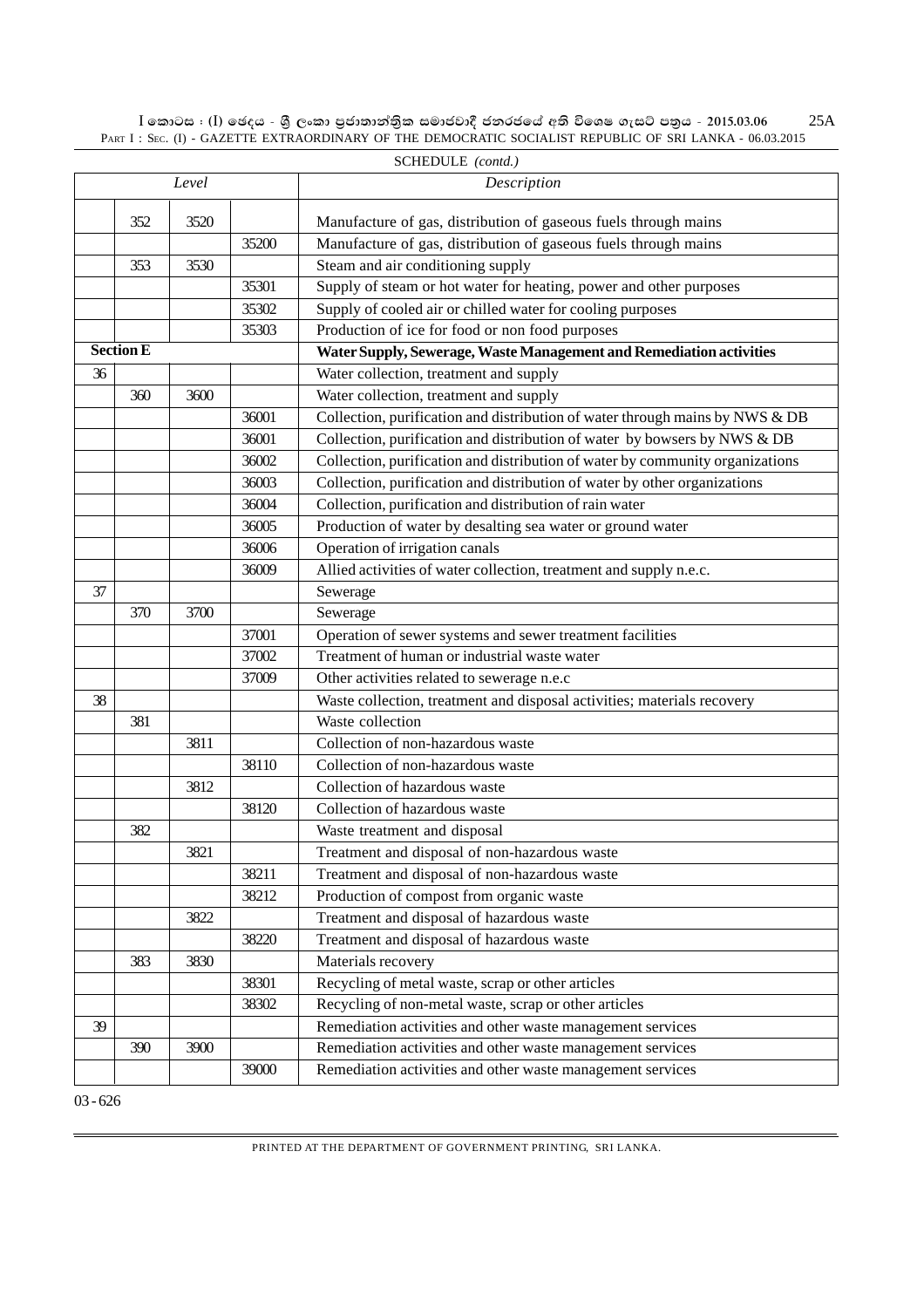SCHEDULE *(contd.)*

| *Level* | | | | *Description* |
|---|---|---|---|---|
| | 352 | 3520 | | Manufacture of gas, distribution of gaseous fuels through mains |
| | | | 35200 | Manufacture of gas, distribution of gaseous fuels through mains |
| | 353 | 3530 | | Steam and air conditioning supply |
| | | | 35301 | Supply of steam or hot water for heating, power and other purposes |
| | | | 35302 | Supply of cooled air or chilled water for cooling purposes |
| | | | 35303 | Production of ice for food or non food purposes |
| **Section E** | | | | **Water Supply, Sewerage, Waste Management and Remediation activities** |
| 36 | | | | Water collection, treatment and supply |
| | 360 | 3600 | | Water collection, treatment and supply |
| | | | 36001 | Collection, purification and distribution of water through mains by NWS & DB |
| | | | 36001 | Collection, purification and distribution of water by bowsers by NWS & DB |
| | | | 36002 | Collection, purification and distribution of water by community organizations |
| | | | 36003 | Collection, purification and distribution of water by other organizations |
| | | | 36004 | Collection, purification and distribution of rain water |
| | | | 36005 | Production of water by desalting sea water or ground water |
| | | | 36006 | Operation of irrigation canals |
| | | | 36009 | Allied activities of water collection, treatment and supply n.e.c. |
| 37 | | | | Sewerage |
| | 370 | 3700 | | Sewerage |
| | | | 37001 | Operation of sewer systems and sewer treatment facilities |
| | | | 37002 | Treatment of human or industrial waste water |
| | | | 37009 | Other activities related to sewerage n.e.c |
| 38 | | | | Waste collection, treatment and disposal activities; materials recovery |
| | 381 | | | Waste collection |
| | | 3811 | | Collection of non-hazardous waste |
| | | | 38110 | Collection of non-hazardous waste |
| | | 3812 | | Collection of hazardous waste |
| | | | 38120 | Collection of hazardous waste |
| | 382 | | | Waste treatment and disposal |
| | | 3821 | | Treatment and disposal of non-hazardous waste |
| | | | 38211 | Treatment and disposal of non-hazardous waste |
| | | | 38212 | Production of compost from organic waste |
| | | 3822 | | Treatment and disposal of hazardous waste |
| | | | 38220 | Treatment and disposal of hazardous waste |
| | 383 | 3830 | | Materials recovery |
| | | | 38301 | Recycling of metal waste, scrap or other articles |
| | | | 38302 | Recycling of non-metal waste, scrap or other articles |
| 39 | | | | Remediation activities and other waste management services |
| | 390 | 3900 | | Remediation activities and other waste management services |
| | | | 39000 | Remediation activities and other waste management services |

03 - 626

PRINTED AT THE DEPARTMENT OF GOVERNMENT PRINTING, SRI LANKA.